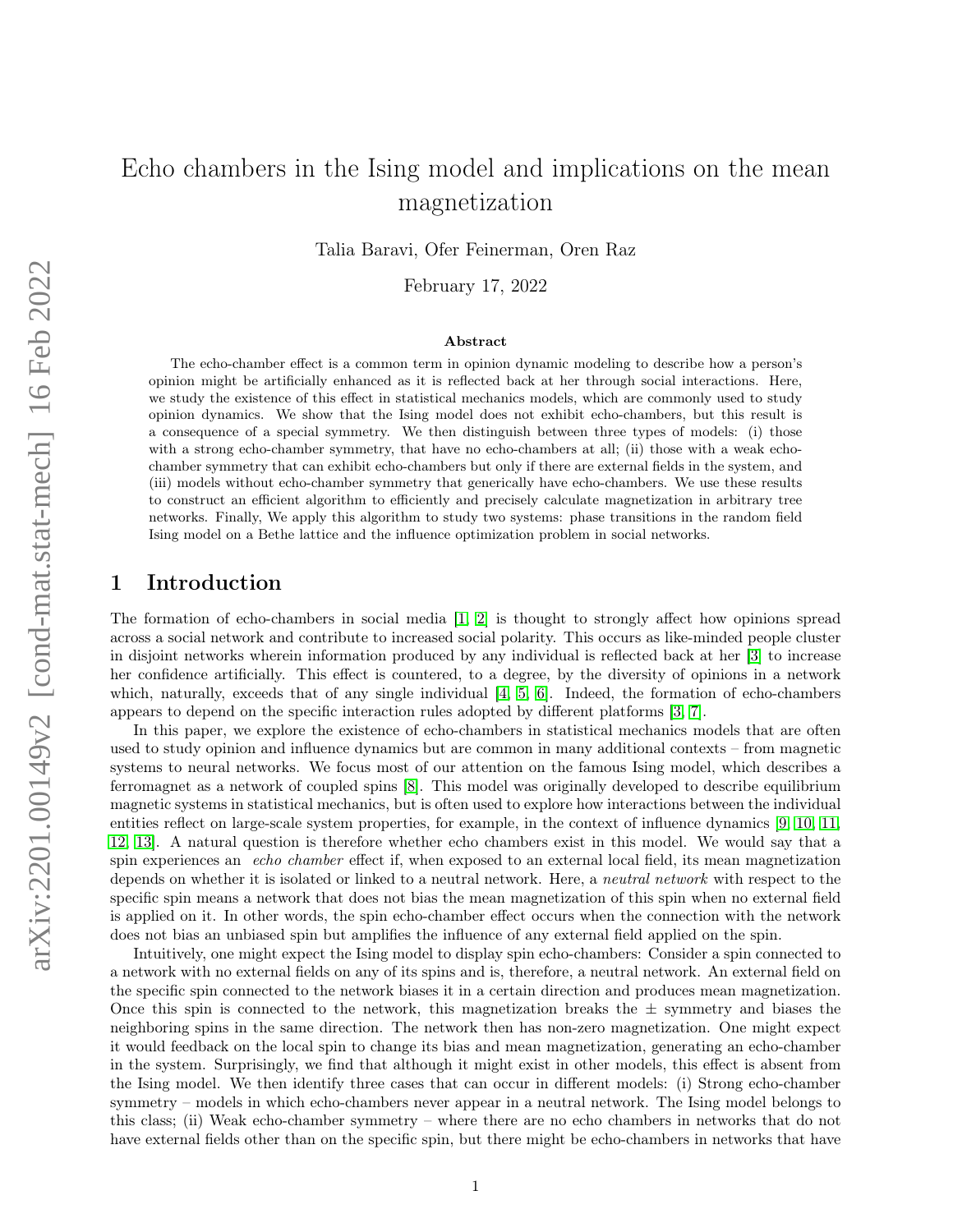# Echo chambers in the Ising model and implications on the mean magnetization

Talia Baravi, Ofer Feinerman, Oren Raz

February 17, 2022

### Abstract

The echo-chamber effect is a common term in opinion dynamic modeling to describe how a person's opinion might be artificially enhanced as it is reflected back at her through social interactions. Here, we study the existence of this effect in statistical mechanics models, which are commonly used to study opinion dynamics. We show that the Ising model does not exhibit echo-chambers, but this result is a consequence of a special symmetry. We then distinguish between three types of models: (i) those with a strong echo-chamber symmetry, that have no echo-chambers at all; (ii) those with a weak echo-chamber symmetry that can exhibit echo-chambers but only if there are external fields in the system, and (iii) models without echo-chamber symmetry that generically have echo-chambers. We use these results to construct an efficient algorithm to efficiently and precisely calculate magnetization in arbitrary tree networks. Finally, We apply this algorithm to study two systems: phase transitions in the random field Ising model on a Bethe lattice and the influence optimization problem in social networks.

## 1 Introduction

The formation of echo-chambers in social media [1, 2] is thought to strongly affect how opinions spread across a social network and contribute to increased social polarity. This occurs as like-minded people cluster in disjoint networks wherein information produced by any individual is reflected back at her [3] to increase her confidence artificially. This effect is countered, to a degree, by the diversity of opinions in a network which, naturally, exceeds that of any single individual [4, 5, 6]. Indeed, the formation of echo-chambers appears to depend on the specific interaction rules adopted by different platforms [3, 7].

In this paper, we explore the existence of echo-chambers in statistical mechanics models that are often used to study opinion and influence dynamics but are common in many additional contexts – from magnetic systems to neural networks. We focus most of our attention on the famous Ising model, which describes a ferromagnet as a network of coupled spins [8]. This model was originally developed to describe equilibrium magnetic systems in statistical mechanics, but is often used to explore how interactions between the individual entities reflect on large-scale system properties, for example, in the context of influence dynamics [9, 10, 11, 12, 13]. A natural question is therefore whether echo chambers exist in this model. We would say that a spin experiences an *echo chamber* effect if, when exposed to an external local field, its mean magnetization depends on whether it is isolated or linked to a neutral network. Here, a *neutral network* with respect to the specific spin means a network that does not bias the mean magnetization of this spin when no external field is applied on it. In other words, the spin echo-chamber effect occurs when the connection with the network does not bias an unbiased spin but amplifies the influence of any external field applied on the spin.

Intuitively, one might expect the Ising model to display spin echo-chambers: Consider a spin connected to a network with no external fields on any of its spins and is, therefore, a neutral network. An external field on the specific spin connected to the network biases it in a certain direction and produces mean magnetization. Once this spin is connected to the network, this magnetization breaks the $\pm$ symmetry and biases the neighboring spins in the same direction. The network then has non-zero magnetization. One might expect it would feedback on the local spin to change its bias and mean magnetization, generating an echo-chamber in the system. Surprisingly, we find that although it might exist in other models, this effect is absent from the Ising model. We then identify three cases that can occur in different models: (i) Strong echo-chamber symmetry – models in which echo-chambers never appear in a neutral network. The Ising model belongs to this class; (ii) Weak echo-chamber symmetry – where there are no echo chambers in networks that do not have external fields other than on the specific spin, but there might be echo-chambers in networks that have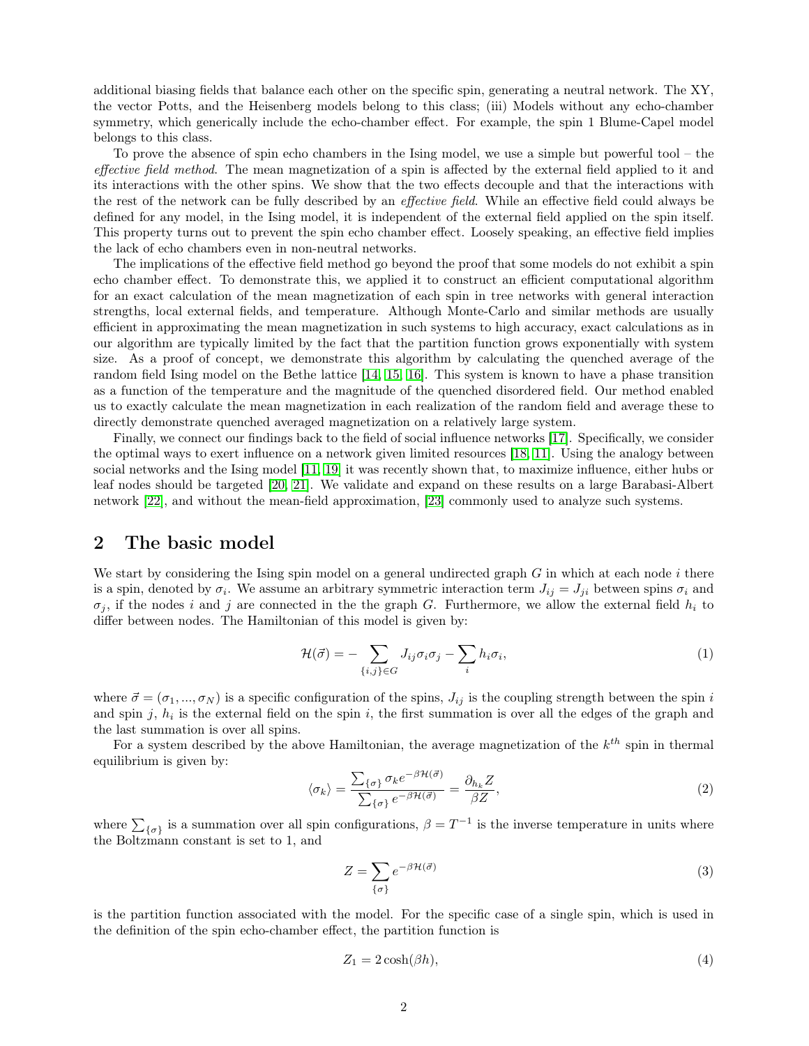additional biasing fields that balance each other on the specific spin, generating a neutral network. The XY, the vector Potts, and the Heisenberg models belong to this class; (iii) Models without any echo-chamber symmetry, which generically include the echo-chamber effect. For example, the spin 1 Blume-Capel model belongs to this class.

To prove the absence of spin echo chambers in the Ising model, we use a simple but powerful tool – the *effective field method*. The mean magnetization of a spin is affected by the external field applied to it and its interactions with the other spins. We show that the two effects decouple and that the interactions with the rest of the network can be fully described by an *effective field*. While an effective field could always be defined for any model, in the Ising model, it is independent of the external field applied on the spin itself. This property turns out to prevent the spin echo chamber effect. Loosely speaking, an effective field implies the lack of echo chambers even in non-neutral networks.

The implications of the effective field method go beyond the proof that some models do not exhibit a spin echo chamber effect. To demonstrate this, we applied it to construct an efficient computational algorithm for an exact calculation of the mean magnetization of each spin in tree networks with general interaction strengths, local external fields, and temperature. Although Monte-Carlo and similar methods are usually efficient in approximating the mean magnetization in such systems to high accuracy, exact calculations as in our algorithm are typically limited by the fact that the partition function grows exponentially with system size. As a proof of concept, we demonstrate this algorithm by calculating the quenched average of the random field Ising model on the Bethe lattice [14, 15, 16]. This system is known to have a phase transition as a function of the temperature and the magnitude of the quenched disordered field. Our method enabled us to exactly calculate the mean magnetization in each realization of the random field and average these to directly demonstrate quenched averaged magnetization on a relatively large system.

Finally, we connect our findings back to the field of social influence networks [17]. Specifically, we consider the optimal ways to exert influence on a network given limited resources [18, 11]. Using the analogy between social networks and the Ising model [11, 19] it was recently shown that, to maximize influence, either hubs or leaf nodes should be targeted [20, 21]. We validate and expand on these results on a large Barabasi-Albert network [22], and without the mean-field approximation, [23] commonly used to analyze such systems.

## 2 The basic model

We start by considering the Ising spin model on a general undirected graph $G$ in which at each node $i$ there is a spin, denoted by $\sigma_i$. We assume an arbitrary symmetric interaction term $J_{ij} = J_{ji}$ between spins $\sigma_i$ and $\sigma_j$, if the nodes $i$ and $j$ are connected in the the graph $G$. Furthermore, we allow the external field $h_i$ to differ between nodes. The Hamiltonian of this model is given by:

$$\mathcal{H}(\vec{\sigma}) = -\sum_{\{i,j\}\in G} J_{ij}\sigma_i\sigma_j - \sum_i h_i\sigma_i, \tag{1}$$

where $\vec{\sigma} = (\sigma_1, ..., \sigma_N)$ is a specific configuration of the spins, $J_{ij}$ is the coupling strength between the spin $i$ and spin $j$, $h_i$ is the external field on the spin $i$, the first summation is over all the edges of the graph and the last summation is over all spins.

For a system described by the above Hamiltonian, the average magnetization of the $k^{th}$ spin in thermal equilibrium is given by:

$$\langle\sigma_k\rangle = \frac{\sum_{\{\sigma\}} \sigma_k e^{-\beta\mathcal{H}(\vec{\sigma})}}{\sum_{\{\sigma\}} e^{-\beta\mathcal{H}(\vec{\sigma})}} = \frac{\partial_{h_k} Z}{\beta Z}, \tag{2}$$

where $\sum_{\{\sigma\}}$ is a summation over all spin configurations, $\beta = T^{-1}$ is the inverse temperature in units where the Boltzmann constant is set to 1, and

$$Z = \sum_{\{\sigma\}} e^{-\beta\mathcal{H}(\vec{\sigma})} \tag{3}$$

is the partition function associated with the model. For the specific case of a single spin, which is used in the definition of the spin echo-chamber effect, the partition function is

$$Z_1 = 2\cosh(\beta h), \tag{4}$$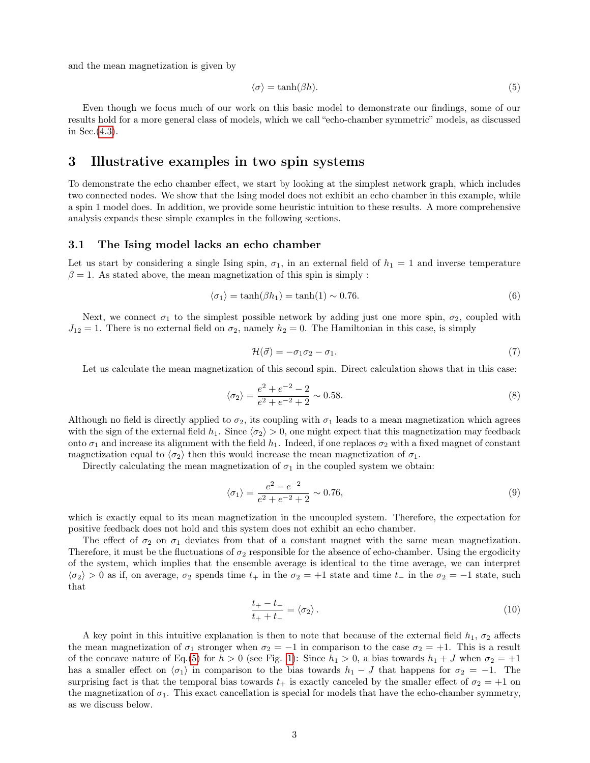and the mean magnetization is given by

$$\langle \sigma \rangle = \tanh(\beta h). \tag{5}$$

Even though we focus much of our work on this basic model to demonstrate our findings, some of our results hold for a more general class of models, which we call "echo-chamber symmetric" models, as discussed in Sec.(4.3).

# 3 Illustrative examples in two spin systems

To demonstrate the echo chamber effect, we start by looking at the simplest network graph, which includes two connected nodes. We show that the Ising model does not exhibit an echo chamber in this example, while a spin 1 model does. In addition, we provide some heuristic intuition to these results. A more comprehensive analysis expands these simple examples in the following sections.

## 3.1 The Ising model lacks an echo chamber

Let us start by considering a single Ising spin, $\sigma_1$, in an external field of $h_1 = 1$ and inverse temperature $\beta = 1$. As stated above, the mean magnetization of this spin is simply :

$$\langle \sigma_1 \rangle = \tanh(\beta h_1) = \tanh(1) \sim 0.76. \tag{6}$$

Next, we connect $\sigma_1$ to the simplest possible network by adding just one more spin, $\sigma_2$, coupled with $J_{12} = 1$. There is no external field on $\sigma_2$, namely $h_2 = 0$. The Hamiltonian in this case, is simply

$$\mathcal{H}(\vec{\sigma}) = -\sigma_1\sigma_2 - \sigma_1. \tag{7}$$

Let us calculate the mean magnetization of this second spin. Direct calculation shows that in this case:

$$\langle \sigma_2 \rangle = \frac{e^2 + e^{-2} - 2}{e^2 + e^{-2} + 2} \sim 0.58. \tag{8}$$

Although no field is directly applied to $\sigma_2$, its coupling with $\sigma_1$ leads to a mean magnetization which agrees with the sign of the external field $h_1$. Since $\langle \sigma_2 \rangle > 0$, one might expect that this magnetization may feedback onto $\sigma_1$ and increase its alignment with the field $h_1$. Indeed, if one replaces $\sigma_2$ with a fixed magnet of constant magnetization equal to $\langle \sigma_2 \rangle$ then this would increase the mean magnetization of $\sigma_1$.

Directly calculating the mean magnetization of $\sigma_1$ in the coupled system we obtain:

$$\langle \sigma_1 \rangle = \frac{e^2 - e^{-2}}{e^2 + e^{-2} + 2} \sim 0.76, \tag{9}$$

which is exactly equal to its mean magnetization in the uncoupled system. Therefore, the expectation for positive feedback does not hold and this system does not exhibit an echo chamber.

The effect of $\sigma_2$ on $\sigma_1$ deviates from that of a constant magnet with the same mean magnetization. Therefore, it must be the fluctuations of $\sigma_2$ responsible for the absence of echo-chamber. Using the ergodicity of the system, which implies that the ensemble average is identical to the time average, we can interpret $\langle \sigma_2 \rangle > 0$ as if, on average, $\sigma_2$ spends time $t_+$ in the $\sigma_2 = +1$ state and time $t_-$ in the $\sigma_2 = -1$ state, such that

$$\frac{t_+ - t_-}{t_+ + t_-} = \langle \sigma_2 \rangle. \tag{10}$$

A key point in this intuitive explanation is then to note that because of the external field $h_1$, $\sigma_2$ affects the mean magnetization of $\sigma_1$ stronger when $\sigma_2 = -1$ in comparison to the case $\sigma_2 = +1$. This is a result of the concave nature of Eq.(5) for $h > 0$ (see Fig. 1): Since $h_1 > 0$, a bias towards $h_1 + J$ when $\sigma_2 = +1$ has a smaller effect on $\langle \sigma_1 \rangle$ in comparison to the bias towards $h_1 - J$ that happens for $\sigma_2 = -1$. The surprising fact is that the temporal bias towards $t_+$ is exactly canceled by the smaller effect of $\sigma_2 = +1$ on the magnetization of $\sigma_1$. This exact cancellation is special for models that have the echo-chamber symmetry, as we discuss below.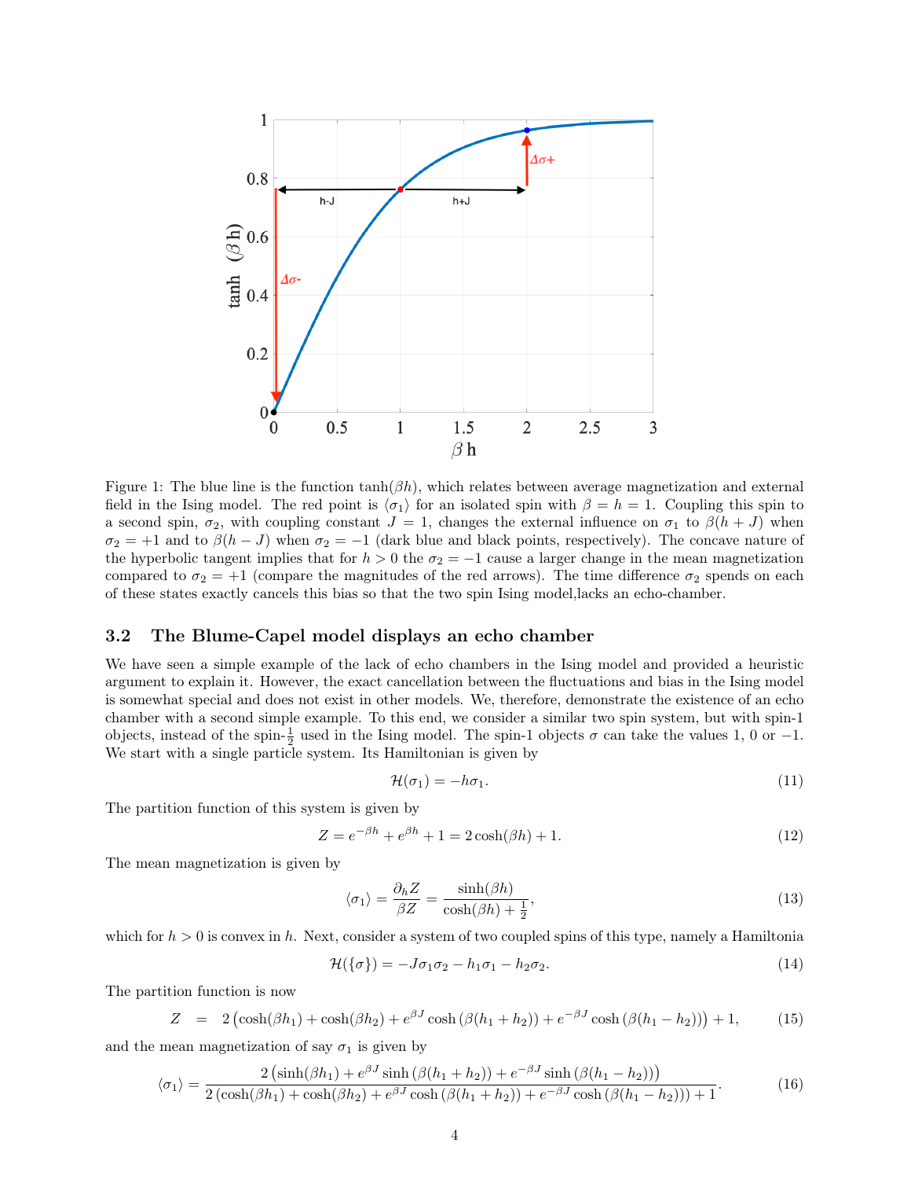Figure 1: The blue line is the function $\tanh(\beta h)$, which relates between average magnetization and external field in the Ising model. The red point is $\langle \sigma_1 \rangle$ for an isolated spin with $\beta = h = 1$. Coupling this spin to a second spin, $\sigma_2$, with coupling constant $J = 1$, changes the external influence on $\sigma_1$ to $\beta(h + J)$ when $\sigma_2 = +1$ and to $\beta(h - J)$ when $\sigma_2 = -1$ (dark blue and black points, respectively). The concave nature of the hyperbolic tangent implies that for $h > 0$ the $\sigma_2 = -1$ cause a larger change in the mean magnetization compared to $\sigma_2 = +1$ (compare the magnitudes of the red arrows). The time difference $\sigma_2$ spends on each of these states exactly cancels this bias so that the two spin Ising model,lacks an echo-chamber.

### 3.2 The Blume-Capel model displays an echo chamber

We have seen a simple example of the lack of echo chambers in the Ising model and provided a heuristic argument to explain it. However, the exact cancellation between the fluctuations and bias in the Ising model is somewhat special and does not exist in other models. We, therefore, demonstrate the existence of an echo chamber with a second simple example. To this end, we consider a similar two spin system, but with spin-1 objects, instead of the spin-$\frac{1}{2}$ used in the Ising model. The spin-1 objects $\sigma$ can take the values 1, 0 or $-1$. We start with a single particle system. Its Hamiltonian is given by

$$\mathcal{H}(\sigma_1) = -h\sigma_1. \tag{11}$$

The partition function of this system is given by

$$Z = e^{-\beta h} + e^{\beta h} + 1 = 2\cosh(\beta h) + 1. \tag{12}$$

The mean magnetization is given by

$$\langle \sigma_1 \rangle = \frac{\partial_h Z}{\beta Z} = \frac{\sinh(\beta h)}{\cosh(\beta h) + \frac{1}{2}}, \tag{13}$$

which for $h > 0$ is convex in $h$. Next, consider a system of two coupled spins of this type, namely a Hamiltonia

$$\mathcal{H}(\{\sigma\}) = -J\sigma_1\sigma_2 - h_1\sigma_1 - h_2\sigma_2. \tag{14}$$

The partition function is now

$$Z \;=\; 2\left(\cosh(\beta h_1) + \cosh(\beta h_2) + e^{\beta J}\cosh\left(\beta(h_1 + h_2)\right) + e^{-\beta J}\cosh\left(\beta(h_1 - h_2)\right)\right) + 1, \tag{15}$$

and the mean magnetization of say $\sigma_1$ is given by

$$\langle \sigma_1 \rangle = \frac{2\left(\sinh(\beta h_1) + e^{\beta J}\sinh\left(\beta(h_1 + h_2)\right) + e^{-\beta J}\sinh\left(\beta(h_1 - h_2)\right)\right)}{2\left(\cosh(\beta h_1) + \cosh(\beta h_2) + e^{\beta J}\cosh\left(\beta(h_1 + h_2)\right) + e^{-\beta J}\cosh\left(\beta(h_1 - h_2)\right)\right) + 1}. \tag{16}$$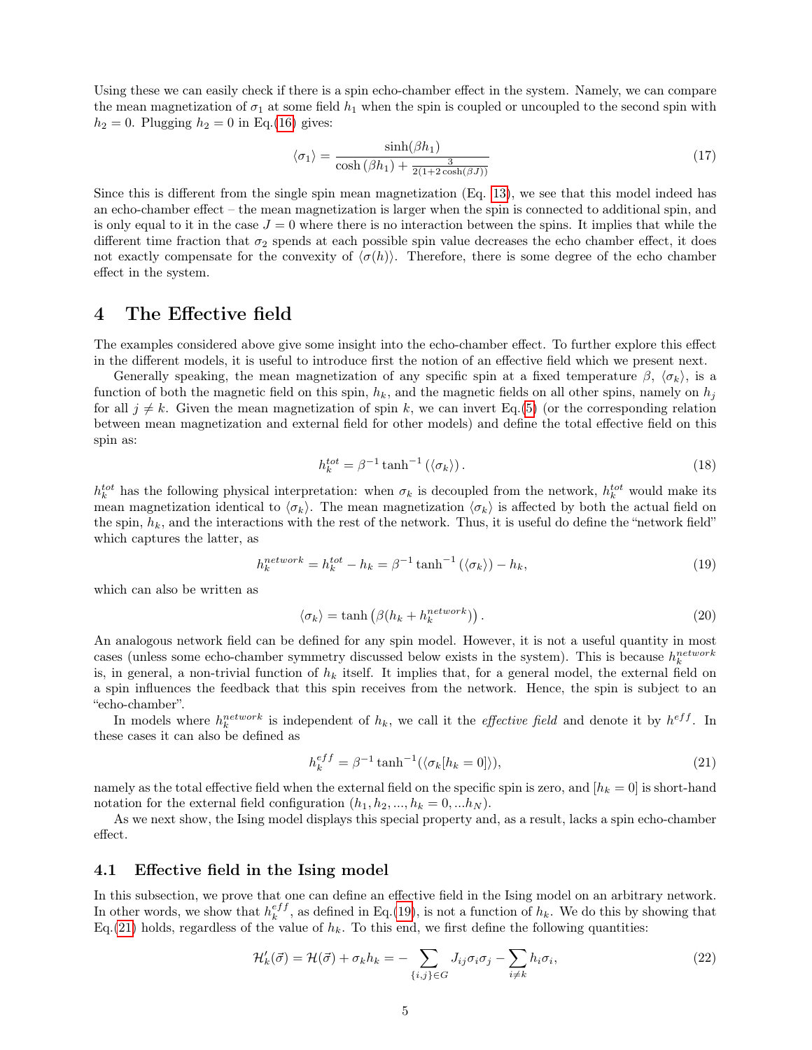Using these we can easily check if there is a spin echo-chamber effect in the system. Namely, we can compare the mean magnetization of $\sigma_1$ at some field $h_1$ when the spin is coupled or uncoupled to the second spin with $h_2 = 0$. Plugging $h_2 = 0$ in Eq.(16) gives:

$$\langle \sigma_1 \rangle = \frac{\sinh(\beta h_1)}{\cosh(\beta h_1) + \frac{3}{2(1+2\cosh(\beta J))}} \tag{17}$$

Since this is different from the single spin mean magnetization (Eq. 13), we see that this model indeed has an echo-chamber effect – the mean magnetization is larger when the spin is connected to additional spin, and is only equal to it in the case $J = 0$ where there is no interaction between the spins. It implies that while the different time fraction that $\sigma_2$ spends at each possible spin value decreases the echo chamber effect, it does not exactly compensate for the convexity of $\langle \sigma(h) \rangle$. Therefore, there is some degree of the echo chamber effect in the system.

# 4 The Effective field

The examples considered above give some insight into the echo-chamber effect. To further explore this effect in the different models, it is useful to introduce first the notion of an effective field which we present next.

Generally speaking, the mean magnetization of any specific spin at a fixed temperature $\beta$, $\langle \sigma_k \rangle$, is a function of both the magnetic field on this spin, $h_k$, and the magnetic fields on all other spins, namely on $h_j$ for all $j \neq k$. Given the mean magnetization of spin $k$, we can invert Eq.(5) (or the corresponding relation between mean magnetization and external field for other models) and define the total effective field on this spin as:

$$h_k^{tot} = \beta^{-1} \tanh^{-1} (\langle \sigma_k \rangle). \tag{18}$$

$h_k^{tot}$ has the following physical interpretation: when $\sigma_k$ is decoupled from the network, $h_k^{tot}$ would make its mean magnetization identical to $\langle \sigma_k \rangle$. The mean magnetization $\langle \sigma_k \rangle$ is affected by both the actual field on the spin, $h_k$, and the interactions with the rest of the network. Thus, it is useful do define the "network field" which captures the latter, as

$$h_k^{network} = h_k^{tot} - h_k = \beta^{-1} \tanh^{-1} (\langle \sigma_k \rangle) - h_k, \tag{19}$$

which can also be written as

$$\langle \sigma_k \rangle = \tanh \left( \beta (h_k + h_k^{network}) \right). \tag{20}$$

An analogous network field can be defined for any spin model. However, it is not a useful quantity in most cases (unless some echo-chamber symmetry discussed below exists in the system). This is because $h_k^{network}$ is, in general, a non-trivial function of $h_k$ itself. It implies that, for a general model, the external field on a spin influences the feedback that this spin receives from the network. Hence, the spin is subject to an "echo-chamber".

In models where $h_k^{network}$ is independent of $h_k$, we call it the *effective field* and denote it by $h^{eff}$. In these cases it can also be defined as

$$h_k^{eff} = \beta^{-1} \tanh^{-1}(\langle \sigma_k[h_k = 0] \rangle), \tag{21}$$

namely as the total effective field when the external field on the specific spin is zero, and $[h_k = 0]$ is short-hand notation for the external field configuration $(h_1, h_2, ..., h_k = 0, ...h_N)$.

As we next show, the Ising model displays this special property and, as a result, lacks a spin echo-chamber effect.

## 4.1 Effective field in the Ising model

In this subsection, we prove that one can define an effective field in the Ising model on an arbitrary network. In other words, we show that $h_k^{eff}$, as defined in Eq.(19), is not a function of $h_k$. We do this by showing that Eq.(21) holds, regardless of the value of $h_k$. To this end, we first define the following quantities:

$$\mathcal{H}'_k(\vec{\sigma}) = \mathcal{H}(\vec{\sigma}) + \sigma_k h_k = - \sum_{\{i,j\} \in G} J_{ij} \sigma_i \sigma_j - \sum_{i \neq k} h_i \sigma_i, \tag{22}$$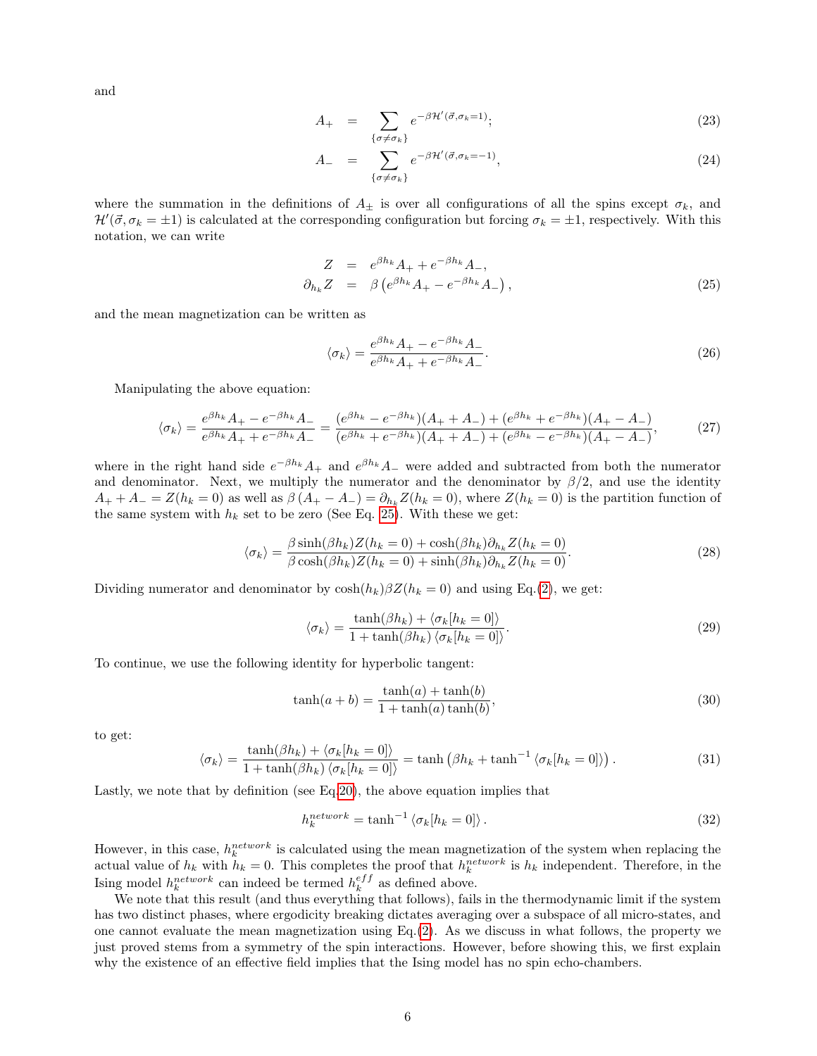and

$$
\begin{aligned}
A_+ &= \sum_{\{\sigma \neq \sigma_k\}} e^{-\beta \mathcal{H}'(\vec{\sigma}, \sigma_k = 1)}; \quad (23)\\
A_- &= \sum_{\{\sigma \neq \sigma_k\}} e^{-\beta \mathcal{H}'(\vec{\sigma}, \sigma_k = -1)}, \quad (24)
\end{aligned}
$$

where the summation in the definitions of $A_\pm$ is over all configurations of all the spins except $\sigma_k$, and $\mathcal{H}'(\vec{\sigma}, \sigma_k = \pm 1)$ is calculated at the corresponding configuration but forcing $\sigma_k = \pm 1$, respectively. With this notation, we can write

$$
\begin{aligned}
Z &= e^{\beta h_k} A_+ + e^{-\beta h_k} A_-, \\
\partial_{h_k} Z &= \beta \left( e^{\beta h_k} A_+ - e^{-\beta h_k} A_- \right), \quad (25)
\end{aligned}
$$

and the mean magnetization can be written as

$$
\langle \sigma_k \rangle = \frac{e^{\beta h_k} A_+ - e^{-\beta h_k} A_-}{e^{\beta h_k} A_+ + e^{-\beta h_k} A_-}. \quad (26)
$$

Manipulating the above equation:

$$
\langle \sigma_k \rangle = \frac{e^{\beta h_k} A_+ - e^{-\beta h_k} A_-}{e^{\beta h_k} A_+ + e^{-\beta h_k} A_-} = \frac{(e^{\beta h_k} - e^{-\beta h_k})(A_+ + A_-) + (e^{\beta h_k} + e^{-\beta h_k})(A_+ - A_-)}{(e^{\beta h_k} + e^{-\beta h_k})(A_+ + A_-) + (e^{\beta h_k} - e^{-\beta h_k})(A_+ - A_-)}, \quad (27)
$$

where in the right hand side $e^{-\beta h_k} A_+$ and $e^{\beta h_k} A_-$ were added and subtracted from both the numerator and denominator. Next, we multiply the numerator and the denominator by $\beta/2$, and use the identity $A_+ + A_- = Z(h_k = 0)$ as well as $\beta (A_+ - A_-) = \partial_{h_k} Z(h_k = 0)$, where $Z(h_k = 0)$ is the partition function of the same system with $h_k$ set to be zero (See Eq. 25). With these we get:

$$
\langle \sigma_k \rangle = \frac{\beta \sinh(\beta h_k) Z(h_k = 0) + \cosh(\beta h_k) \partial_{h_k} Z(h_k = 0)}{\beta \cosh(\beta h_k) Z(h_k = 0) + \sinh(\beta h_k) \partial_{h_k} Z(h_k = 0)}. \quad (28)
$$

Dividing numerator and denominator by $\cosh(h_k) \beta Z(h_k = 0)$ and using Eq.(2), we get:

$$
\langle \sigma_k \rangle = \frac{\tanh(\beta h_k) + \langle \sigma_k [h_k = 0] \rangle}{1 + \tanh(\beta h_k) \langle \sigma_k [h_k = 0] \rangle}. \quad (29)
$$

To continue, we use the following identity for hyperbolic tangent:

$$
\tanh(a + b) = \frac{\tanh(a) + \tanh(b)}{1 + \tanh(a) \tanh(b)}, \quad (30)
$$

to get:

$$
\langle \sigma_k \rangle = \frac{\tanh(\beta h_k) + \langle \sigma_k [h_k = 0] \rangle}{1 + \tanh(\beta h_k) \langle \sigma_k [h_k = 0] \rangle} = \tanh \left( \beta h_k + \tanh^{-1} \langle \sigma_k [h_k = 0] \rangle \right). \quad (31)
$$

Lastly, we note that by definition (see Eq.20), the above equation implies that

$$
h_k^{network} = \tanh^{-1} \langle \sigma_k [h_k = 0] \rangle. \quad (32)
$$

However, in this case, $h_k^{network}$ is calculated using the mean magnetization of the system when replacing the actual value of $h_k$ with $h_k = 0$. This completes the proof that $h_k^{network}$ is $h_k$ independent. Therefore, in the Ising model $h_k^{network}$ can indeed be termed $h_k^{eff}$ as defined above.

We note that this result (and thus everything that follows), fails in the thermodynamic limit if the system has two distinct phases, where ergodicity breaking dictates averaging over a subspace of all micro-states, and one cannot evaluate the mean magnetization using Eq.(2). As we discuss in what follows, the property we just proved stems from a symmetry of the spin interactions. However, before showing this, we first explain why the existence of an effective field implies that the Ising model has no spin echo-chambers.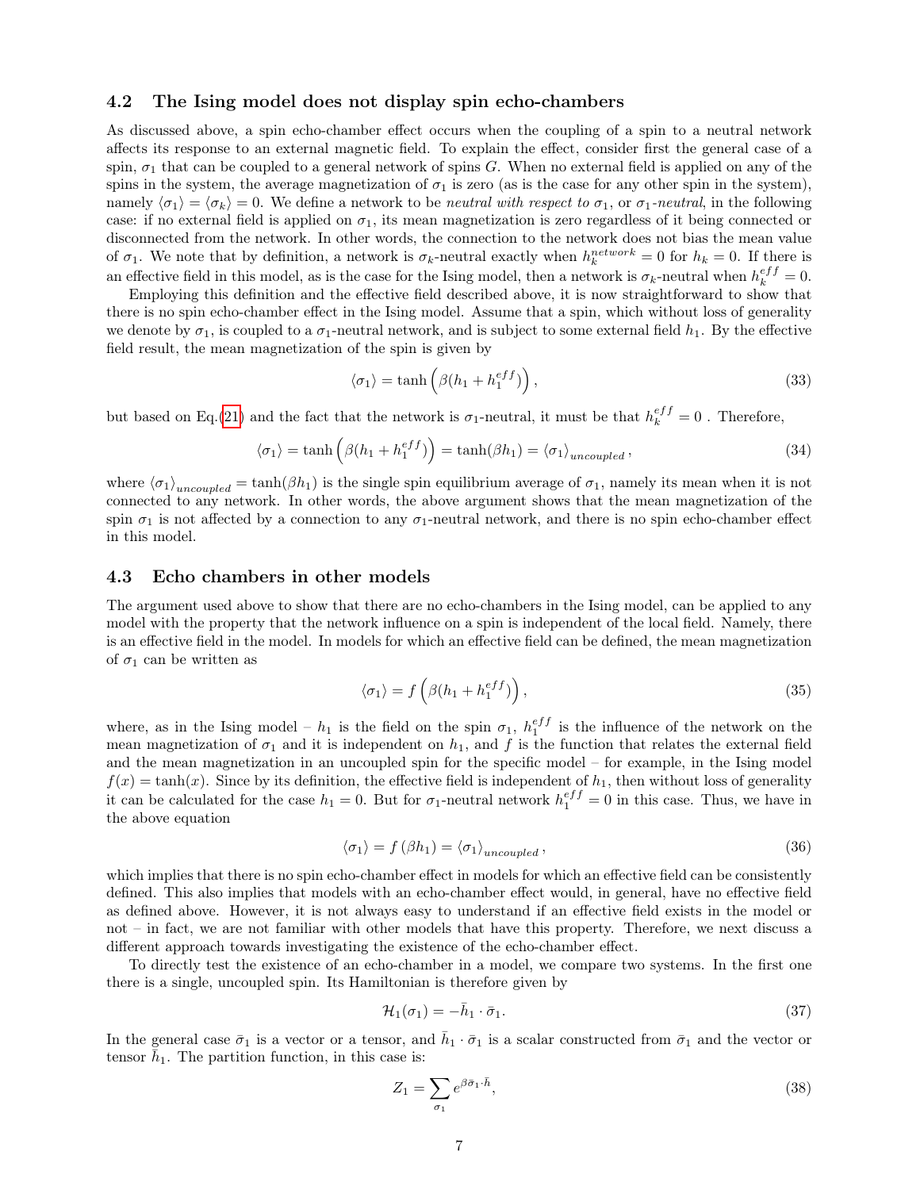### 4.2 The Ising model does not display spin echo-chambers

As discussed above, a spin echo-chamber effect occurs when the coupling of a spin to a neutral network affects its response to an external magnetic field. To explain the effect, consider first the general case of a spin, $\sigma_1$ that can be coupled to a general network of spins $G$. When no external field is applied on any of the spins in the system, the average magnetization of $\sigma_1$ is zero (as is the case for any other spin in the system), namely $\langle\sigma_1\rangle = \langle\sigma_k\rangle = 0$. We define a network to be *neutral with respect to* $\sigma_1$, or $\sigma_1$*-neutral*, in the following case: if no external field is applied on $\sigma_1$, its mean magnetization is zero regardless of it being connected or disconnected from the network. In other words, the connection to the network does not bias the mean value of $\sigma_1$. We note that by definition, a network is $\sigma_k$-neutral exactly when $h_k^{network} = 0$ for $h_k = 0$. If there is an effective field in this model, as is the case for the Ising model, then a network is $\sigma_k$-neutral when $h_k^{eff} = 0$.

Employing this definition and the effective field described above, it is now straightforward to show that there is no spin echo-chamber effect in the Ising model. Assume that a spin, which without loss of generality we denote by $\sigma_1$, is coupled to a $\sigma_1$-neutral network, and is subject to some external field $h_1$. By the effective field result, the mean magnetization of the spin is given by

$$\langle\sigma_1\rangle = \tanh\left(\beta(h_1 + h_1^{eff})\right), \tag{33}$$

but based on Eq.(21) and the fact that the network is $\sigma_1$-neutral, it must be that $h_k^{eff} = 0$ . Therefore,

$$\langle\sigma_1\rangle = \tanh\left(\beta(h_1 + h_1^{eff})\right) = \tanh(\beta h_1) = \langle\sigma_1\rangle_{uncoupled}\,, \tag{34}$$

where $\langle\sigma_1\rangle_{uncoupled} = \tanh(\beta h_1)$ is the single spin equilibrium average of $\sigma_1$, namely its mean when it is not connected to any network. In other words, the above argument shows that the mean magnetization of the spin $\sigma_1$ is not affected by a connection to any $\sigma_1$-neutral network, and there is no spin echo-chamber effect in this model.

### 4.3 Echo chambers in other models

The argument used above to show that there are no echo-chambers in the Ising model, can be applied to any model with the property that the network influence on a spin is independent of the local field. Namely, there is an effective field in the model. In models for which an effective field can be defined, the mean magnetization of $\sigma_1$ can be written as

$$\langle\sigma_1\rangle = f\left(\beta(h_1 + h_1^{eff})\right), \tag{35}$$

where, as in the Ising model – $h_1$ is the field on the spin $\sigma_1$, $h_1^{eff}$ is the influence of the network on the mean magnetization of $\sigma_1$ and it is independent on $h_1$, and $f$ is the function that relates the external field and the mean magnetization in an uncoupled spin for the specific model – for example, in the Ising model $f(x) = \tanh(x)$. Since by its definition, the effective field is independent of $h_1$, then without loss of generality it can be calculated for the case $h_1 = 0$. But for $\sigma_1$-neutral network $h_1^{eff} = 0$ in this case. Thus, we have in the above equation

$$\langle\sigma_1\rangle = f\left(\beta h_1\right) = \langle\sigma_1\rangle_{uncoupled}\,, \tag{36}$$

which implies that there is no spin echo-chamber effect in models for which an effective field can be consistently defined. This also implies that models with an echo-chamber effect would, in general, have no effective field as defined above. However, it is not always easy to understand if an effective field exists in the model or not – in fact, we are not familiar with other models that have this property. Therefore, we next discuss a different approach towards investigating the existence of the echo-chamber effect.

To directly test the existence of an echo-chamber in a model, we compare two systems. In the first one there is a single, uncoupled spin. Its Hamiltonian is therefore given by

$$\mathcal{H}_1(\sigma_1) = -\bar{h}_1 \cdot \bar{\sigma}_1. \tag{37}$$

In the general case $\bar{\sigma}_1$ is a vector or a tensor, and $\bar{h}_1 \cdot \bar{\sigma}_1$ is a scalar constructed from $\bar{\sigma}_1$ and the vector or tensor $\bar{h}_1$. The partition function, in this case is:

$$Z_1 = \sum_{\sigma_1} e^{\beta\bar{\sigma}_1\cdot\bar{h}}, \tag{38}$$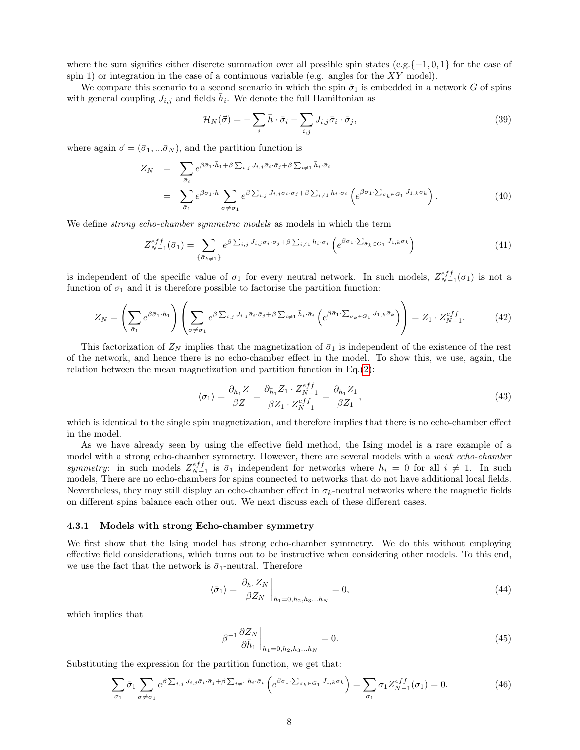where the sum signifies either discrete summation over all possible spin states (e.g.$\{-1, 0, 1\}$ for the case of spin 1) or integration in the case of a continuous variable (e.g. angles for the $XY$ model).

We compare this scenario to a second scenario in which the spin $\bar{\sigma}_1$ is embedded in a network $G$ of spins with general coupling $J_{i,j}$ and fields $\bar{h}_i$. We denote the full Hamiltonian as

$$\mathcal{H}_N(\vec{\sigma}) = -\sum_i \bar{h} \cdot \bar{\sigma}_i - \sum_{i,j} J_{i,j} \bar{\sigma}_i \cdot \bar{\sigma}_j, \tag{39}$$

where again $\vec{\sigma} = (\bar{\sigma}_1, ...\bar{\sigma}_N)$, and the partition function is

$$\begin{aligned} Z_N &= \sum_{\bar{\sigma}_i} e^{\beta \bar{\sigma}_1 \cdot \bar{h}_1 + \beta \sum_{i,j} J_{i,j} \bar{\sigma}_i \cdot \bar{\sigma}_j + \beta \sum_{i \neq 1} \bar{h}_i \cdot \bar{\sigma}_i} \\ &= \sum_{\bar{\sigma}_1} e^{\beta \bar{\sigma}_1 \cdot \bar{h}} \sum_{\sigma \neq \sigma_1} e^{\beta \sum_{i,j} J_{i,j} \bar{\sigma}_i \cdot \bar{\sigma}_j + \beta \sum_{i \neq 1} \bar{h}_i \cdot \bar{\sigma}_i} \left( e^{\beta \bar{\sigma}_1 \cdot \sum_{\sigma_k \in G_1} J_{1,k} \bar{\sigma}_k} \right). \end{aligned} \tag{40}$$

We define *strong echo-chamber symmetric models* as models in which the term

$$Z_{N-1}^{eff}(\bar{\sigma}_1) = \sum_{\{\bar{\sigma}_{k \neq 1}\}} e^{\beta \sum_{i,j} J_{i,j} \bar{\sigma}_i \cdot \bar{\sigma}_j + \beta \sum_{i \neq 1} \bar{h}_i \cdot \bar{\sigma}_i} \left( e^{\beta \bar{\sigma}_1 \cdot \sum_{\bar{\sigma}_k \in G_1} J_{1,k} \bar{\sigma}_k} \right) \tag{41}$$

is independent of the specific value of $\sigma_1$ for every neutral network. In such models, $Z_{N-1}^{eff}(\sigma_1)$ is not a function of $\sigma_1$ and it is therefore possible to factorise the partition function:

$$Z_N = \left( \sum_{\bar{\sigma}_1} e^{\beta \bar{\sigma}_1 \cdot \bar{h}_1} \right) \left( \sum_{\sigma \neq \sigma_1} e^{\beta \sum_{i,j} J_{i,j} \bar{\sigma}_i \cdot \bar{\sigma}_j + \beta \sum_{i \neq 1} \bar{h}_i \cdot \bar{\sigma}_i} \left( e^{\beta \bar{\sigma}_1 \cdot \sum_{\sigma_k \in G_1} J_{1,k} \bar{\sigma}_k} \right) \right) = Z_1 \cdot Z_{N-1}^{eff}. \tag{42}$$

This factorization of $Z_N$ implies that the magnetization of $\bar{\sigma}_1$ is independent of the existence of the rest of the network, and hence there is no echo-chamber effect in the model. To show this, we use, again, the relation between the mean magnetization and partition function in Eq.(2):

$$\langle \sigma_1 \rangle = \frac{\partial_{\bar{h}_1} Z}{\beta Z} = \frac{\partial_{\bar{h}_1} Z_1 \cdot Z_{N-1}^{eff}}{\beta Z_1 \cdot Z_{N-1}^{eff}} = \frac{\partial_{\bar{h}_1} Z_1}{\beta Z_1}, \tag{43}$$

which is identical to the single spin magnetization, and therefore implies that there is no echo-chamber effect in the model.

As we have already seen by using the effective field method, the Ising model is a rare example of a model with a strong echo-chamber symmetry. However, there are several models with a *weak echo-chamber symmetry*: in such models $Z_{N-1}^{eff}$ is $\bar{\sigma}_1$ independent for networks where $h_i = 0$ for all $i \neq 1$. In such models, There are no echo-chambers for spins connected to networks that do not have additional local fields. Nevertheless, they may still display an echo-chamber effect in $\sigma_k$-neutral networks where the magnetic fields on different spins balance each other out. We next discuss each of these different cases.

### 4.3.1 Models with strong Echo-chamber symmetry

We first show that the Ising model has strong echo-chamber symmetry. We do this without employing effective field considerations, which turns out to be instructive when considering other models. To this end, we use the fact that the network is $\bar{\sigma}_1$-neutral. Therefore

$$\langle \bar{\sigma}_1 \rangle = \left. \frac{\partial_{\bar{h}_1} Z_N}{\beta Z_N} \right|_{h_1 = 0, h_2, h_3 ... h_N} = 0, \tag{44}$$

which implies that

$$\beta^{-1} \left. \frac{\partial Z_N}{\partial \bar{h}_1} \right|_{h_1 = 0, h_2, h_3 ... h_N} = 0. \tag{45}$$

Substituting the expression for the partition function, we get that:

$$\sum_{\sigma_1} \bar{\sigma}_1 \sum_{\sigma \neq \sigma_1} e^{\beta \sum_{i,j} J_{i,j} \bar{\sigma}_i \cdot \bar{\sigma}_j + \beta \sum_{i \neq 1} \bar{h}_i \cdot \bar{\sigma}_i} \left( e^{\beta \bar{\sigma}_1 \cdot \sum_{\sigma_k \in G_1} J_{1,k} \bar{\sigma}_k} \right) = \sum_{\sigma_1} \sigma_1 Z_{N-1}^{eff}(\sigma_1) = 0. \tag{46}$$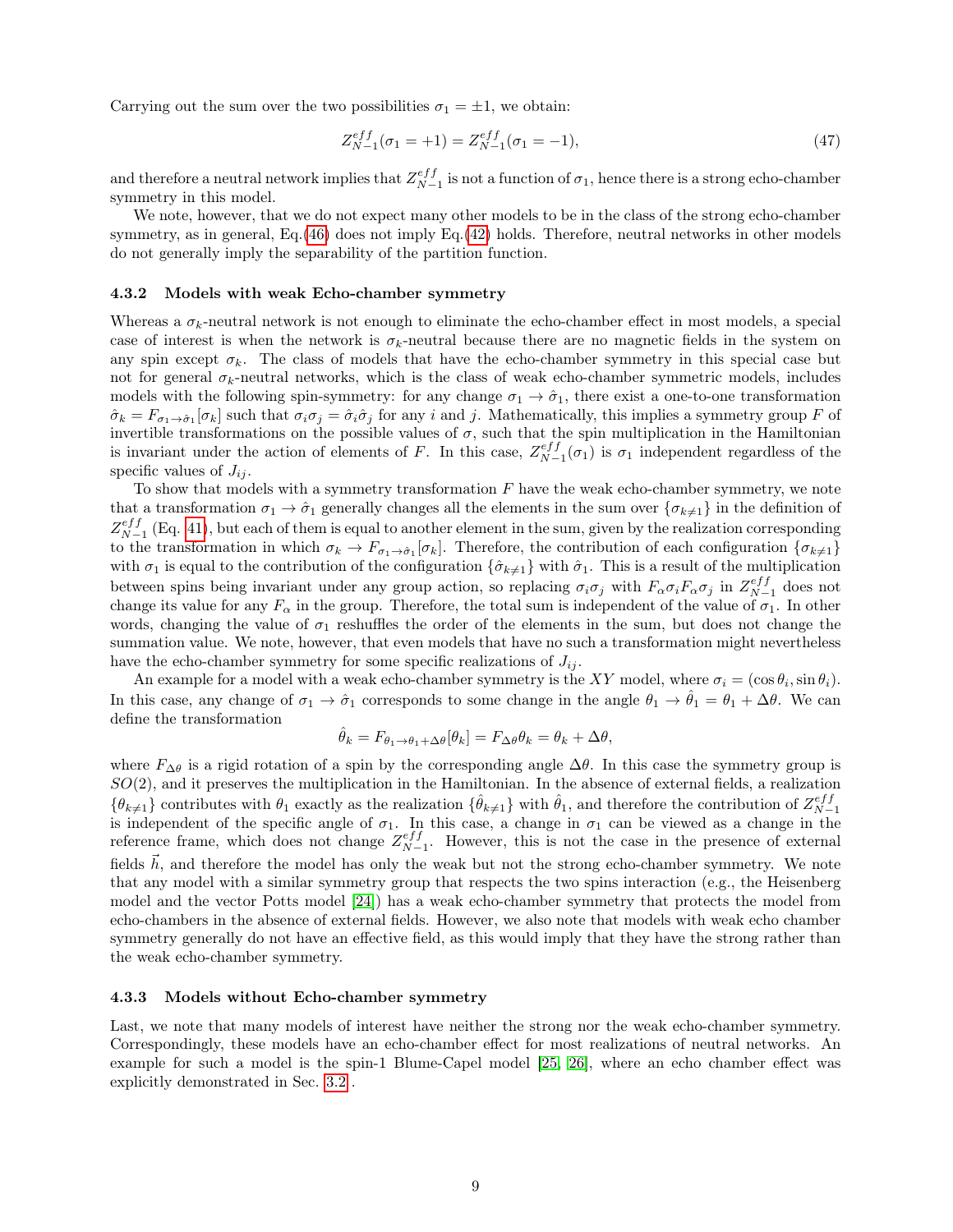Carrying out the sum over the two possibilities $\sigma_1 = \pm 1$, we obtain:

$$Z^{eff}_{N-1}(\sigma_1 = +1) = Z^{eff}_{N-1}(\sigma_1 = -1), \tag{47}$$

and therefore a neutral network implies that $Z^{eff}_{N-1}$ is not a function of $\sigma_1$, hence there is a strong echo-chamber symmetry in this model.

We note, however, that we do not expect many other models to be in the class of the strong echo-chamber symmetry, as in general, Eq.(46) does not imply Eq.(42) holds. Therefore, neutral networks in other models do not generally imply the separability of the partition function.

### 4.3.2 Models with weak Echo-chamber symmetry

Whereas a $\sigma_k$-neutral network is not enough to eliminate the echo-chamber effect in most models, a special case of interest is when the network is $\sigma_k$-neutral because there are no magnetic fields in the system on any spin except $\sigma_k$. The class of models that have the echo-chamber symmetry in this special case but not for general $\sigma_k$-neutral networks, which is the class of weak echo-chamber symmetric models, includes models with the following spin-symmetry: for any change $\sigma_1 \to \hat{\sigma}_1$, there exist a one-to-one transformation $\hat{\sigma}_k = F_{\sigma_1 \to \hat{\sigma}_1}[\sigma_k]$ such that $\sigma_i \sigma_j = \hat{\sigma}_i \hat{\sigma}_j$ for any $i$ and $j$. Mathematically, this implies a symmetry group $F$ of invertible transformations on the possible values of $\sigma$, such that the spin multiplication in the Hamiltonian is invariant under the action of elements of $F$. In this case, $Z^{eff}_{N-1}(\sigma_1)$ is $\sigma_1$ independent regardless of the specific values of $J_{ij}$.

To show that models with a symmetry transformation $F$ have the weak echo-chamber symmetry, we note that a transformation $\sigma_1 \to \hat{\sigma}_1$ generally changes all the elements in the sum over $\{\sigma_{k\neq 1}\}$ in the definition of $Z^{eff}_{N-1}$ (Eq. 41), but each of them is equal to another element in the sum, given by the realization corresponding to the transformation in which $\sigma_k \to F_{\sigma_1 \to \hat{\sigma}_1}[\sigma_k]$. Therefore, the contribution of each configuration $\{\sigma_{k\neq 1}\}$ with $\sigma_1$ is equal to the contribution of the configuration $\{\hat{\sigma}_{k\neq 1}\}$ with $\hat{\sigma}_1$. This is a result of the multiplication between spins being invariant under any group action, so replacing $\sigma_i \sigma_j$ with $F_\alpha \sigma_i F_\alpha \sigma_j$ in $Z^{eff}_{N-1}$ does not change its value for any $F_\alpha$ in the group. Therefore, the total sum is independent of the value of $\sigma_1$. In other words, changing the value of $\sigma_1$ reshuffles the order of the elements in the sum, but does not change the summation value. We note, however, that even models that have no such a transformation might nevertheless have the echo-chamber symmetry for some specific realizations of $J_{ij}$.

An example for a model with a weak echo-chamber symmetry is the $XY$ model, where $\sigma_i = (\cos\theta_i, \sin\theta_i)$. In this case, any change of $\sigma_1 \to \hat{\sigma}_1$ corresponds to some change in the angle $\theta_1 \to \hat{\theta}_1 = \theta_1 + \Delta\theta$. We can define the transformation

$$\hat{\theta}_k = F_{\theta_1 \to \theta_1 + \Delta\theta}[\theta_k] = F_{\Delta\theta}\theta_k = \theta_k + \Delta\theta,$$

where $F_{\Delta\theta}$ is a rigid rotation of a spin by the corresponding angle $\Delta\theta$. In this case the symmetry group is $SO(2)$, and it preserves the multiplication in the Hamiltonian. In the absence of external fields, a realization $\{\theta_{k\neq 1}\}$ contributes with $\theta_1$ exactly as the realization $\{\hat{\theta}_{k\neq 1}\}$ with $\hat{\theta}_1$, and therefore the contribution of $Z^{eff}_{N-1}$ is independent of the specific angle of $\sigma_1$. In this case, a change in $\sigma_1$ can be viewed as a change in the reference frame, which does not change $Z^{eff}_{N-1}$. However, this is not the case in the presence of external fields $\vec{h}$, and therefore the model has only the weak but not the strong echo-chamber symmetry. We note that any model with a similar symmetry group that respects the two spins interaction (e.g., the Heisenberg model and the vector Potts model [24]) has a weak echo-chamber symmetry that protects the model from echo-chambers in the absence of external fields. However, we also note that models with weak echo chamber symmetry generally do not have an effective field, as this would imply that they have the strong rather than the weak echo-chamber symmetry.

### 4.3.3 Models without Echo-chamber symmetry

Last, we note that many models of interest have neither the strong nor the weak echo-chamber symmetry. Correspondingly, these models have an echo-chamber effect for most realizations of neutral networks. An example for such a model is the spin-1 Blume-Capel model [25, 26], where an echo chamber effect was explicitly demonstrated in Sec. 3.2 .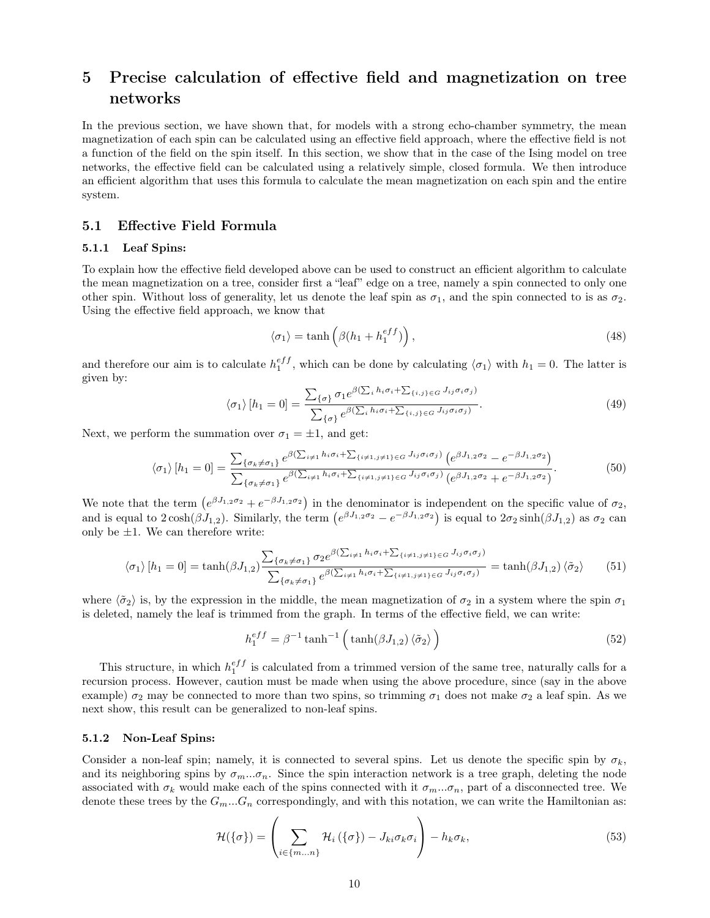# 5 Precise calculation of effective field and magnetization on tree networks

In the previous section, we have shown that, for models with a strong echo-chamber symmetry, the mean magnetization of each spin can be calculated using an effective field approach, where the effective field is not a function of the field on the spin itself. In this section, we show that in the case of the Ising model on tree networks, the effective field can be calculated using a relatively simple, closed formula. We then introduce an efficient algorithm that uses this formula to calculate the mean magnetization on each spin and the entire system.

## 5.1 Effective Field Formula

### 5.1.1 Leaf Spins:

To explain how the effective field developed above can be used to construct an efficient algorithm to calculate the mean magnetization on a tree, consider first a "leaf" edge on a tree, namely a spin connected to only one other spin. Without loss of generality, let us denote the leaf spin as $\sigma_1$, and the spin connected to is as $\sigma_2$. Using the effective field approach, we know that

$$\langle \sigma_1 \rangle = \tanh\Big(\beta(h_1 + h_1^{eff})\Big), \tag{48}$$

and therefore our aim is to calculate $h_1^{eff}$, which can be done by calculating $\langle \sigma_1 \rangle$ with $h_1 = 0$. The latter is given by:

$$\langle \sigma_1 \rangle [h_1 = 0] = \frac{\sum_{\{\sigma\}} \sigma_1 e^{\beta(\sum_i h_i \sigma_i + \sum_{\{i,j\}\in G} J_{ij}\sigma_i\sigma_j)}}{\sum_{\{\sigma\}} e^{\beta(\sum_i h_i \sigma_i + \sum_{\{i,j\}\in G} J_{ij}\sigma_i\sigma_j)}}. \tag{49}$$

Next, we perform the summation over $\sigma_1 = \pm 1$, and get:

$$\langle \sigma_1 \rangle [h_1 = 0] = \frac{\sum_{\{\sigma_k \neq \sigma_1\}} e^{\beta(\sum_{i\neq 1} h_i \sigma_i + \sum_{\{i\neq 1, j\neq 1\}\in G} J_{ij}\sigma_i\sigma_j)} \left(e^{\beta J_{1,2}\sigma_2} - e^{-\beta J_{1,2}\sigma_2}\right)}{\sum_{\{\sigma_k \neq \sigma_1\}} e^{\beta(\sum_{i\neq 1} h_i \sigma_i + \sum_{\{i\neq 1, j\neq 1\}\in G} J_{ij}\sigma_i\sigma_j)} \left(e^{\beta J_{1,2}\sigma_2} + e^{-\beta J_{1,2}\sigma_2}\right)}. \tag{50}$$

We note that the term $\left(e^{\beta J_{1,2}\sigma_2} + e^{-\beta J_{1,2}\sigma_2}\right)$ in the denominator is independent on the specific value of $\sigma_2$, and is equal to $2\cosh(\beta J_{1,2})$. Similarly, the term $\left(e^{\beta J_{1,2}\sigma_2} - e^{-\beta J_{1,2}\sigma_2}\right)$ is equal to $2\sigma_2 \sinh(\beta J_{1,2})$ as $\sigma_2$ can only be $\pm 1$. We can therefore write:

$$\langle \sigma_1 \rangle [h_1 = 0] = \tanh(\beta J_{1,2}) \frac{\sum_{\{\sigma_k \neq \sigma_1\}} \sigma_2 e^{\beta(\sum_{i\neq 1} h_i \sigma_i + \sum_{\{i\neq 1, j\neq 1\}\in G} J_{ij}\sigma_i\sigma_j)}}{\sum_{\{\sigma_k \neq \sigma_1\}} e^{\beta(\sum_{i\neq 1} h_i \sigma_i + \sum_{\{i\neq 1, j\neq 1\}\in G} J_{ij}\sigma_i\sigma_j)}} = \tanh(\beta J_{1,2}) \langle \tilde{\sigma}_2 \rangle \tag{51}$$

where $\langle \tilde{\sigma}_2 \rangle$ is, by the expression in the middle, the mean magnetization of $\sigma_2$ in a system where the spin $\sigma_1$ is deleted, namely the leaf is trimmed from the graph. In terms of the effective field, we can write:

$$h_1^{eff} = \beta^{-1} \tanh^{-1}\Big(\tanh(\beta J_{1,2}) \langle \tilde{\sigma}_2 \rangle\Big) \tag{52}$$

This structure, in which $h_1^{eff}$ is calculated from a trimmed version of the same tree, naturally calls for a recursion process. However, caution must be made when using the above procedure, since (say in the above example) $\sigma_2$ may be connected to more than two spins, so trimming $\sigma_1$ does not make $\sigma_2$ a leaf spin. As we next show, this result can be generalized to non-leaf spins.

### 5.1.2 Non-Leaf Spins:

Consider a non-leaf spin; namely, it is connected to several spins. Let us denote the specific spin by $\sigma_k$, and its neighboring spins by $\sigma_m ... \sigma_n$. Since the spin interaction network is a tree graph, deleting the node associated with $\sigma_k$ would make each of the spins connected with it $\sigma_m ... \sigma_n$, part of a disconnected tree. We denote these trees by the $G_m ... G_n$ correspondingly, and with this notation, we can write the Hamiltonian as:

$$\mathcal{H}(\{\sigma\}) = \left(\sum_{i\in\{m...n\}} \mathcal{H}_i\left(\{\sigma\}\right) - J_{ki}\sigma_k\sigma_i\right) - h_k\sigma_k, \tag{53}$$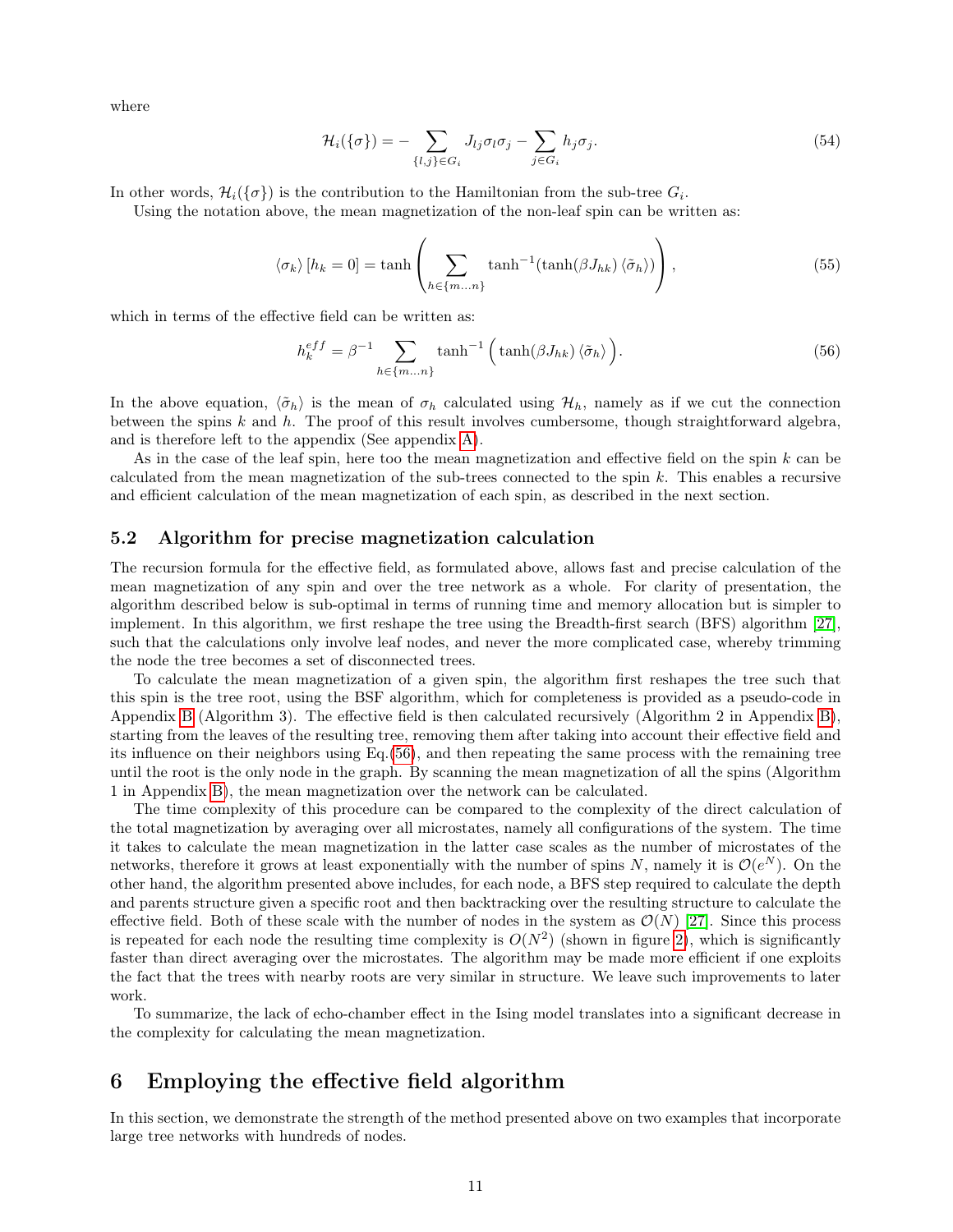where

$$\mathcal{H}_i(\{\sigma\}) = -\sum_{\{l,j\}\in G_i} J_{lj}\sigma_l\sigma_j - \sum_{j\in G_i} h_j\sigma_j. \tag{54}$$

In other words, $\mathcal{H}_i(\{\sigma\})$ is the contribution to the Hamiltonian from the sub-tree $G_i$.

Using the notation above, the mean magnetization of the non-leaf spin can be written as:

$$\langle\sigma_k\rangle\,[h_k = 0] = \tanh\left(\sum_{h\in\{m...n\}} \tanh^{-1}(\tanh(\beta J_{hk})\,\langle\tilde{\sigma}_h\rangle)\right), \tag{55}$$

which in terms of the effective field can be written as:

$$h_k^{eff} = \beta^{-1}\sum_{h\in\{m...n\}} \tanh^{-1}\Big(\tanh(\beta J_{hk})\,\langle\tilde{\sigma}_h\rangle\Big). \tag{56}$$

In the above equation, $\langle\tilde{\sigma}_h\rangle$ is the mean of $\sigma_h$ calculated using $\mathcal{H}_h$, namely as if we cut the connection between the spins $k$ and $h$. The proof of this result involves cumbersome, though straightforward algebra, and is therefore left to the appendix (See appendix A).

As in the case of the leaf spin, here too the mean magnetization and effective field on the spin $k$ can be calculated from the mean magnetization of the sub-trees connected to the spin $k$. This enables a recursive and efficient calculation of the mean magnetization of each spin, as described in the next section.

### 5.2 Algorithm for precise magnetization calculation

The recursion formula for the effective field, as formulated above, allows fast and precise calculation of the mean magnetization of any spin and over the tree network as a whole. For clarity of presentation, the algorithm described below is sub-optimal in terms of running time and memory allocation but is simpler to implement. In this algorithm, we first reshape the tree using the Breadth-first search (BFS) algorithm [27], such that the calculations only involve leaf nodes, and never the more complicated case, whereby trimming the node the tree becomes a set of disconnected trees.

To calculate the mean magnetization of a given spin, the algorithm first reshapes the tree such that this spin is the tree root, using the BSF algorithm, which for completeness is provided as a pseudo-code in Appendix B (Algorithm 3). The effective field is then calculated recursively (Algorithm 2 in Appendix B), starting from the leaves of the resulting tree, removing them after taking into account their effective field and its influence on their neighbors using Eq.(56), and then repeating the same process with the remaining tree until the root is the only node in the graph. By scanning the mean magnetization of all the spins (Algorithm 1 in Appendix B), the mean magnetization over the network can be calculated.

The time complexity of this procedure can be compared to the complexity of the direct calculation of the total magnetization by averaging over all microstates, namely all configurations of the system. The time it takes to calculate the mean magnetization in the latter case scales as the number of microstates of the networks, therefore it grows at least exponentially with the number of spins $N$, namely it is $\mathcal{O}(e^N)$. On the other hand, the algorithm presented above includes, for each node, a BFS step required to calculate the depth and parents structure given a specific root and then backtracking over the resulting structure to calculate the effective field. Both of these scale with the number of nodes in the system as $\mathcal{O}(N)$ [27]. Since this process is repeated for each node the resulting time complexity is $O(N^2)$ (shown in figure 2), which is significantly faster than direct averaging over the microstates. The algorithm may be made more efficient if one exploits the fact that the trees with nearby roots are very similar in structure. We leave such improvements to later work.

To summarize, the lack of echo-chamber effect in the Ising model translates into a significant decrease in the complexity for calculating the mean magnetization.

## 6 Employing the effective field algorithm

In this section, we demonstrate the strength of the method presented above on two examples that incorporate large tree networks with hundreds of nodes.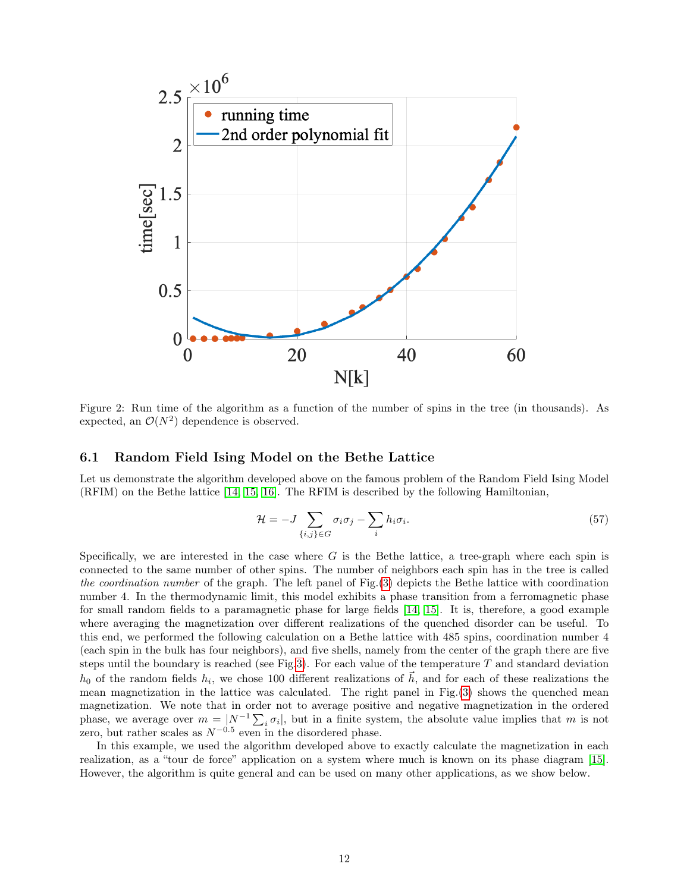Figure 2: Run time of the algorithm as a function of the number of spins in the tree (in thousands). As expected, an $\mathcal{O}(N^2)$ dependence is observed.

### 6.1 Random Field Ising Model on the Bethe Lattice

Let us demonstrate the algorithm developed above on the famous problem of the Random Field Ising Model (RFIM) on the Bethe lattice [14, 15, 16]. The RFIM is described by the following Hamiltonian,

$$\mathcal{H} = -J \sum_{\{i,j\} \in G} \sigma_i \sigma_j - \sum_i h_i \sigma_i. \tag{57}$$

Specifically, we are interested in the case where $G$ is the Bethe lattice, a tree-graph where each spin is connected to the same number of other spins. The number of neighbors each spin has in the tree is called *the coordination number* of the graph. The left panel of Fig.(3) depicts the Bethe lattice with coordination number 4. In the thermodynamic limit, this model exhibits a phase transition from a ferromagnetic phase for small random fields to a paramagnetic phase for large fields [14, 15]. It is, therefore, a good example where averaging the magnetization over different realizations of the quenched disorder can be useful. To this end, we performed the following calculation on a Bethe lattice with 485 spins, coordination number 4 (each spin in the bulk has four neighbors), and five shells, namely from the center of the graph there are five steps until the boundary is reached (see Fig.3). For each value of the temperature $T$ and standard deviation $h_0$ of the random fields $h_i$, we chose 100 different realizations of $\vec{h}$, and for each of these realizations the mean magnetization in the lattice was calculated. The right panel in Fig.(3) shows the quenched mean magnetization. We note that in order not to average positive and negative magnetization in the ordered phase, we average over $m = |N^{-1} \sum_i \sigma_i|$, but in a finite system, the absolute value implies that $m$ is not zero, but rather scales as $N^{-0.5}$ even in the disordered phase.

In this example, we used the algorithm developed above to exactly calculate the magnetization in each realization, as a "tour de force" application on a system where much is known on its phase diagram [15]. However, the algorithm is quite general and can be used on many other applications, as we show below.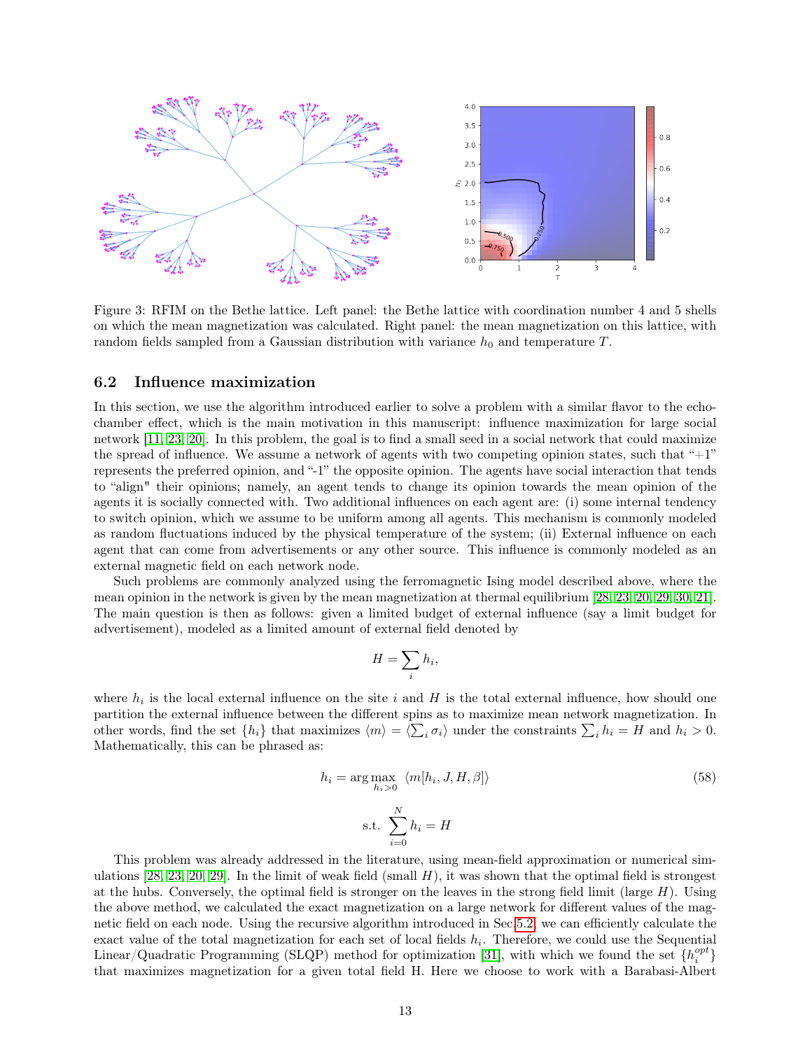Figure 3: RFIM on the Bethe lattice. Left panel: the Bethe lattice with coordination number 4 and 5 shells on which the mean magnetization was calculated. Right panel: the mean magnetization on this lattice, with random fields sampled from a Gaussian distribution with variance $h_0$ and temperature $T$.

### 6.2 Influence maximization

In this section, we use the algorithm introduced earlier to solve a problem with a similar flavor to the echo-chamber effect, which is the main motivation in this manuscript: influence maximization for large social network [11, 23, 20]. In this problem, the goal is to find a small seed in a social network that could maximize the spread of influence. We assume a network of agents with two competing opinion states, such that "+1" represents the preferred opinion, and "-1" the opposite opinion. The agents have social interaction that tends to "align" their opinions; namely, an agent tends to change its opinion towards the mean opinion of the agents it is socially connected with. Two additional influences on each agent are: (i) some internal tendency to switch opinion, which we assume to be uniform among all agents. This mechanism is commonly modeled as random fluctuations induced by the physical temperature of the system; (ii) External influence on each agent that can come from advertisements or any other source. This influence is commonly modeled as an external magnetic field on each network node.

Such problems are commonly analyzed using the ferromagnetic Ising model described above, where the mean opinion in the network is given by the mean magnetization at thermal equilibrium [28, 23, 20, 29, 30, 21]. The main question is then as follows: given a limited budget of external influence (say a limit budget for advertisement), modeled as a limited amount of external field denoted by

$$H = \sum_i h_i,$$

where $h_i$ is the local external influence on the site $i$ and $H$ is the total external influence, how should one partition the external influence between the different spins as to maximize mean network magnetization. In other words, find the set $\{h_i\}$ that maximizes $\langle m \rangle = \langle \sum_i \sigma_i \rangle$ under the constraints $\sum_i h_i = H$ and $h_i > 0$. Mathematically, this can be phrased as:

$$h_i = \arg\max_{h_i > 0} \; \langle m[h_i, J, H, \beta] \rangle \tag{58}$$

$$\text{s.t.} \; \sum_{i=0}^{N} h_i = H$$

This problem was already addressed in the literature, using mean-field approximation or numerical simulations [28, 23, 20, 29]. In the limit of weak field (small $H$), it was shown that the optimal field is strongest at the hubs. Conversely, the optimal field is stronger on the leaves in the strong field limit (large $H$). Using the above method, we calculated the exact magnetization on a large network for different values of the magnetic field on each node. Using the recursive algorithm introduced in Sec 5.2, we can efficiently calculate the exact value of the total magnetization for each set of local fields $h_i$. Therefore, we could use the Sequential Linear/Quadratic Programming (SLQP) method for optimization [31], with which we found the set $\{h_i^{opt}\}$ that maximizes magnetization for a given total field H. Here we choose to work with a Barabasi-Albert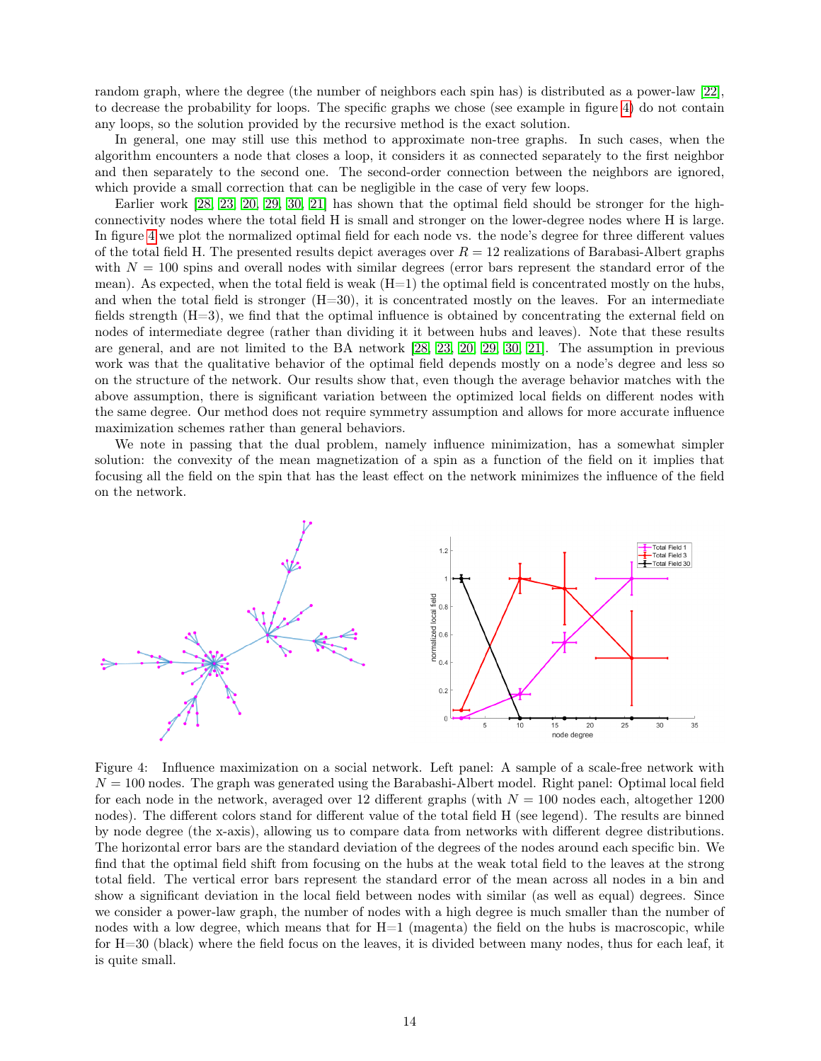random graph, where the degree (the number of neighbors each spin has) is distributed as a power-law [22], to decrease the probability for loops. The specific graphs we chose (see example in figure 4) do not contain any loops, so the solution provided by the recursive method is the exact solution.

In general, one may still use this method to approximate non-tree graphs. In such cases, when the algorithm encounters a node that closes a loop, it considers it as connected separately to the first neighbor and then separately to the second one. The second-order connection between the neighbors are ignored, which provide a small correction that can be negligible in the case of very few loops.

Earlier work [28, 23, 20, 29, 30, 21] has shown that the optimal field should be stronger for the high-connectivity nodes where the total field H is small and stronger on the lower-degree nodes where H is large. In figure 4 we plot the normalized optimal field for each node vs. the node's degree for three different values of the total field H. The presented results depict averages over $R = 12$ realizations of Barabasi-Albert graphs with $N = 100$ spins and overall nodes with similar degrees (error bars represent the standard error of the mean). As expected, when the total field is weak (H=1) the optimal field is concentrated mostly on the hubs, and when the total field is stronger (H=30), it is concentrated mostly on the leaves. For an intermediate fields strength (H=3), we find that the optimal influence is obtained by concentrating the external field on nodes of intermediate degree (rather than dividing it it between hubs and leaves). Note that these results are general, and are not limited to the BA network [28, 23, 20, 29, 30, 21]. The assumption in previous work was that the qualitative behavior of the optimal field depends mostly on a node's degree and less so on the structure of the network. Our results show that, even though the average behavior matches with the above assumption, there is significant variation between the optimized local fields on different nodes with the same degree. Our method does not require symmetry assumption and allows for more accurate influence maximization schemes rather than general behaviors.

We note in passing that the dual problem, namely influence minimization, has a somewhat simpler solution: the convexity of the mean magnetization of a spin as a function of the field on it implies that focusing all the field on the spin that has the least effect on the network minimizes the influence of the field on the network.

Figure 4: Influence maximization on a social network. Left panel: A sample of a scale-free network with $N = 100$ nodes. The graph was generated using the Barabashi-Albert model. Right panel: Optimal local field for each node in the network, averaged over 12 different graphs (with $N = 100$ nodes each, altogether 1200 nodes). The different colors stand for different value of the total field H (see legend). The results are binned by node degree (the x-axis), allowing us to compare data from networks with different degree distributions. The horizontal error bars are the standard deviation of the degrees of the nodes around each specific bin. We find that the optimal field shift from focusing on the hubs at the weak total field to the leaves at the strong total field. The vertical error bars represent the standard error of the mean across all nodes in a bin and show a significant deviation in the local field between nodes with similar (as well as equal) degrees. Since we consider a power-law graph, the number of nodes with a high degree is much smaller than the number of nodes with a low degree, which means that for H=1 (magenta) the field on the hubs is macroscopic, while for H=30 (black) where the field focus on the leaves, it is divided between many nodes, thus for each leaf, it is quite small.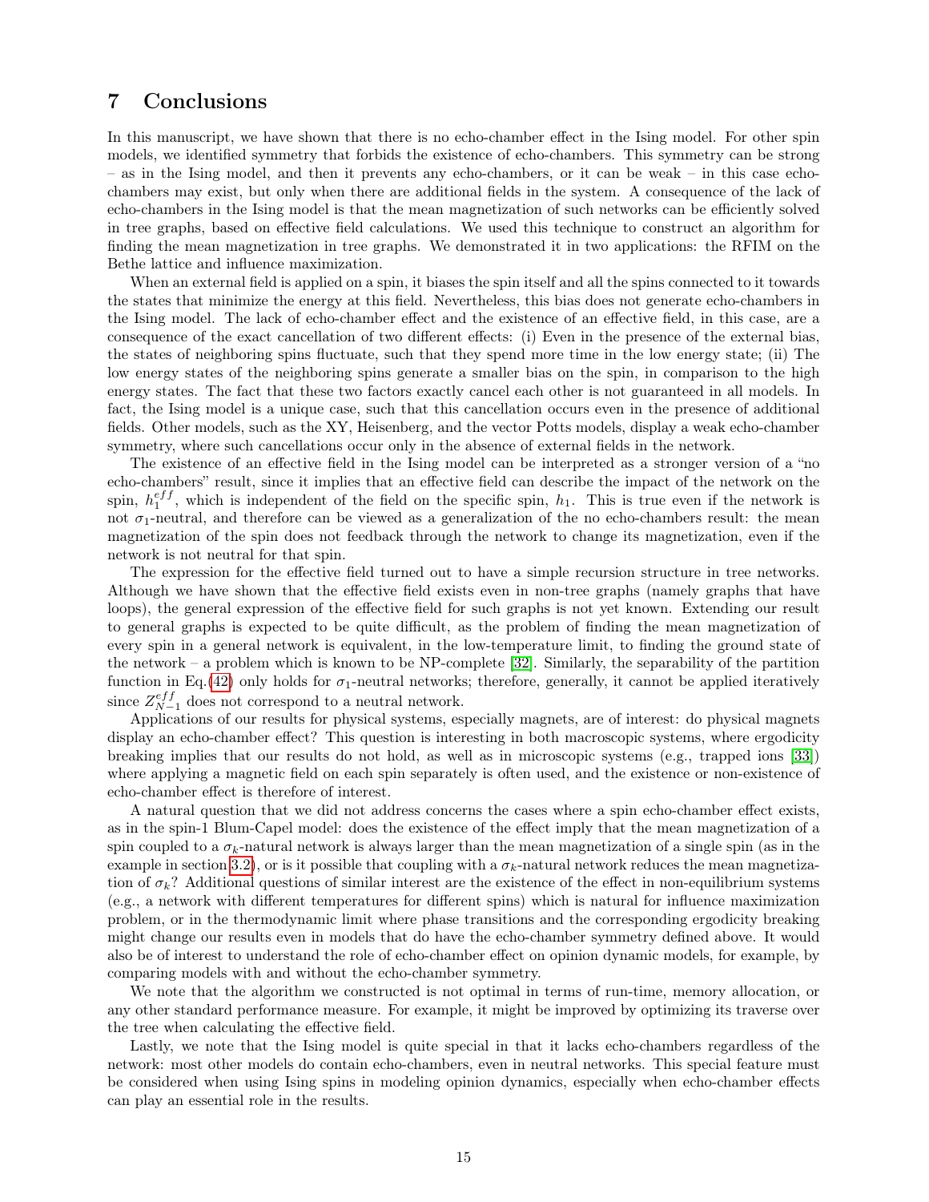# 7 Conclusions

In this manuscript, we have shown that there is no echo-chamber effect in the Ising model. For other spin models, we identified symmetry that forbids the existence of echo-chambers. This symmetry can be strong – as in the Ising model, and then it prevents any echo-chambers, or it can be weak – in this case echo-chambers may exist, but only when there are additional fields in the system. A consequence of the lack of echo-chambers in the Ising model is that the mean magnetization of such networks can be efficiently solved in tree graphs, based on effective field calculations. We used this technique to construct an algorithm for finding the mean magnetization in tree graphs. We demonstrated it in two applications: the RFIM on the Bethe lattice and influence maximization.

When an external field is applied on a spin, it biases the spin itself and all the spins connected to it towards the states that minimize the energy at this field. Nevertheless, this bias does not generate echo-chambers in the Ising model. The lack of echo-chamber effect and the existence of an effective field, in this case, are a consequence of the exact cancellation of two different effects: (i) Even in the presence of the external bias, the states of neighboring spins fluctuate, such that they spend more time in the low energy state; (ii) The low energy states of the neighboring spins generate a smaller bias on the spin, in comparison to the high energy states. The fact that these two factors exactly cancel each other is not guaranteed in all models. In fact, the Ising model is a unique case, such that this cancellation occurs even in the presence of additional fields. Other models, such as the XY, Heisenberg, and the vector Potts models, display a weak echo-chamber symmetry, where such cancellations occur only in the absence of external fields in the network.

The existence of an effective field in the Ising model can be interpreted as a stronger version of a "no echo-chambers" result, since it implies that an effective field can describe the impact of the network on the spin, $h_1^{eff}$, which is independent of the field on the specific spin, $h_1$. This is true even if the network is not $\sigma_1$-neutral, and therefore can be viewed as a generalization of the no echo-chambers result: the mean magnetization of the spin does not feedback through the network to change its magnetization, even if the network is not neutral for that spin.

The expression for the effective field turned out to have a simple recursion structure in tree networks. Although we have shown that the effective field exists even in non-tree graphs (namely graphs that have loops), the general expression of the effective field for such graphs is not yet known. Extending our result to general graphs is expected to be quite difficult, as the problem of finding the mean magnetization of every spin in a general network is equivalent, in the low-temperature limit, to finding the ground state of the network – a problem which is known to be NP-complete [32]. Similarly, the separability of the partition function in Eq.(42) only holds for $\sigma_1$-neutral networks; therefore, generally, it cannot be applied iteratively since $Z_{N-1}^{eff}$ does not correspond to a neutral network.

Applications of our results for physical systems, especially magnets, are of interest: do physical magnets display an echo-chamber effect? This question is interesting in both macroscopic systems, where ergodicity breaking implies that our results do not hold, as well as in microscopic systems (e.g., trapped ions [33]) where applying a magnetic field on each spin separately is often used, and the existence or non-existence of echo-chamber effect is therefore of interest.

A natural question that we did not address concerns the cases where a spin echo-chamber effect exists, as in the spin-1 Blum-Capel model: does the existence of the effect imply that the mean magnetization of a spin coupled to a $\sigma_k$-natural network is always larger than the mean magnetization of a single spin (as in the example in section 3.2), or is it possible that coupling with a $\sigma_k$-natural network reduces the mean magnetization of $\sigma_k$? Additional questions of similar interest are the existence of the effect in non-equilibrium systems (e.g., a network with different temperatures for different spins) which is natural for influence maximization problem, or in the thermodynamic limit where phase transitions and the corresponding ergodicity breaking might change our results even in models that do have the echo-chamber symmetry defined above. It would also be of interest to understand the role of echo-chamber effect on opinion dynamic models, for example, by comparing models with and without the echo-chamber symmetry.

We note that the algorithm we constructed is not optimal in terms of run-time, memory allocation, or any other standard performance measure. For example, it might be improved by optimizing its traverse over the tree when calculating the effective field.

Lastly, we note that the Ising model is quite special in that it lacks echo-chambers regardless of the network: most other models do contain echo-chambers, even in neutral networks. This special feature must be considered when using Ising spins in modeling opinion dynamics, especially when echo-chamber effects can play an essential role in the results.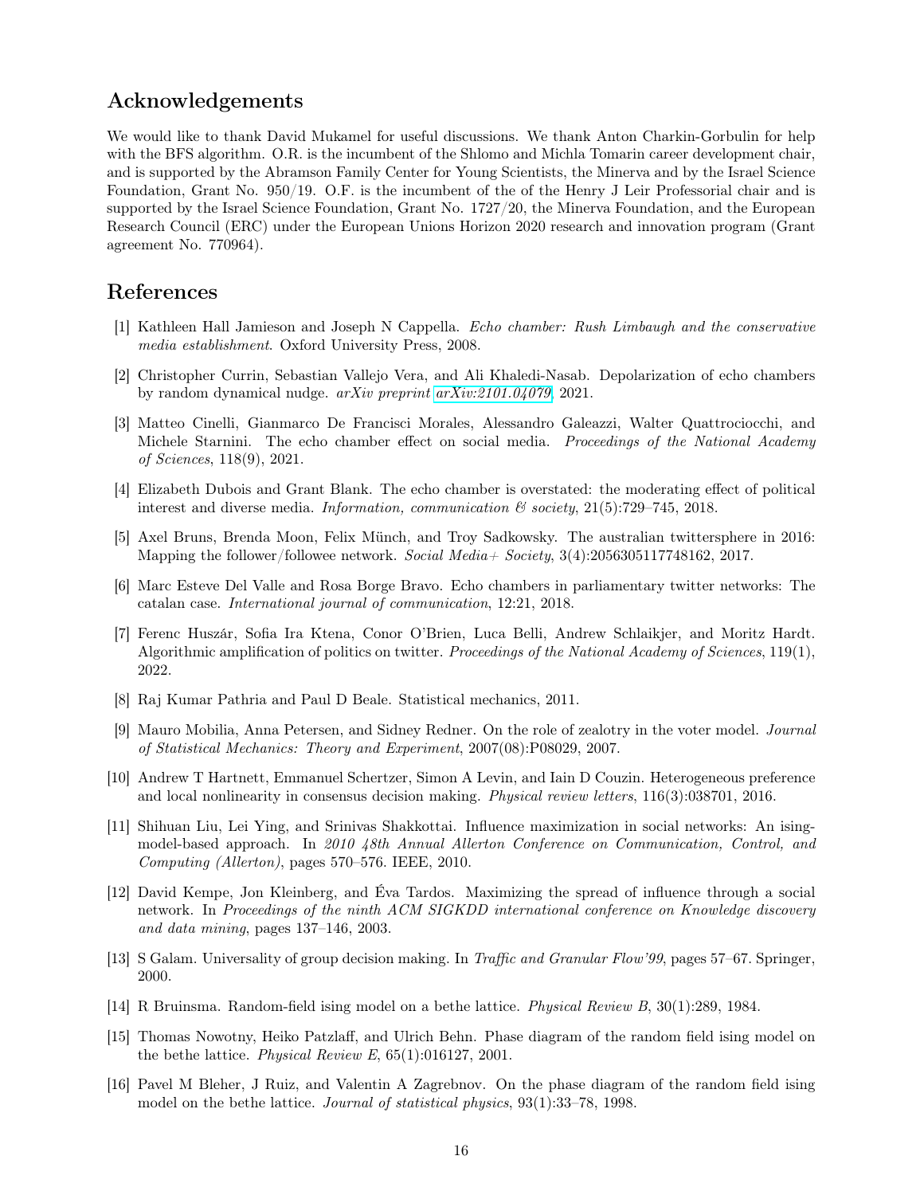## Acknowledgements

We would like to thank David Mukamel for useful discussions. We thank Anton Charkin-Gorbulin for help with the BFS algorithm. O.R. is the incumbent of the Shlomo and Michla Tomarin career development chair, and is supported by the Abramson Family Center for Young Scientists, the Minerva and by the Israel Science Foundation, Grant No. 950/19. O.F. is the incumbent of the of the Henry J Leir Professorial chair and is supported by the Israel Science Foundation, Grant No. 1727/20, the Minerva Foundation, and the European Research Council (ERC) under the European Unions Horizon 2020 research and innovation program (Grant agreement No. 770964).

## References

[1] Kathleen Hall Jamieson and Joseph N Cappella. *Echo chamber: Rush Limbaugh and the conservative media establishment*. Oxford University Press, 2008.

[2] Christopher Currin, Sebastian Vallejo Vera, and Ali Khaledi-Nasab. Depolarization of echo chambers by random dynamical nudge. *arXiv preprint arXiv:2101.04079*, 2021.

[3] Matteo Cinelli, Gianmarco De Francisci Morales, Alessandro Galeazzi, Walter Quattrociocchi, and Michele Starnini. The echo chamber effect on social media. *Proceedings of the National Academy of Sciences*, 118(9), 2021.

[4] Elizabeth Dubois and Grant Blank. The echo chamber is overstated: the moderating effect of political interest and diverse media. *Information, communication & society*, 21(5):729–745, 2018.

[5] Axel Bruns, Brenda Moon, Felix Münch, and Troy Sadkowsky. The australian twittersphere in 2016: Mapping the follower/followee network. *Social Media+ Society*, 3(4):2056305117748162, 2017.

[6] Marc Esteve Del Valle and Rosa Borge Bravo. Echo chambers in parliamentary twitter networks: The catalan case. *International journal of communication*, 12:21, 2018.

[7] Ferenc Huszár, Sofia Ira Ktena, Conor O'Brien, Luca Belli, Andrew Schlaikjer, and Moritz Hardt. Algorithmic amplification of politics on twitter. *Proceedings of the National Academy of Sciences*, 119(1), 2022.

[8] Raj Kumar Pathria and Paul D Beale. Statistical mechanics, 2011.

[9] Mauro Mobilia, Anna Petersen, and Sidney Redner. On the role of zealotry in the voter model. *Journal of Statistical Mechanics: Theory and Experiment*, 2007(08):P08029, 2007.

[10] Andrew T Hartnett, Emmanuel Schertzer, Simon A Levin, and Iain D Couzin. Heterogeneous preference and local nonlinearity in consensus decision making. *Physical review letters*, 116(3):038701, 2016.

[11] Shihuan Liu, Lei Ying, and Srinivas Shakkottai. Influence maximization in social networks: An ising-model-based approach. In *2010 48th Annual Allerton Conference on Communication, Control, and Computing (Allerton)*, pages 570–576. IEEE, 2010.

[12] David Kempe, Jon Kleinberg, and Éva Tardos. Maximizing the spread of influence through a social network. In *Proceedings of the ninth ACM SIGKDD international conference on Knowledge discovery and data mining*, pages 137–146, 2003.

[13] S Galam. Universality of group decision making. In *Traffic and Granular Flow'99*, pages 57–67. Springer, 2000.

[14] R Bruinsma. Random-field ising model on a bethe lattice. *Physical Review B*, 30(1):289, 1984.

[15] Thomas Nowotny, Heiko Patzlaff, and Ulrich Behn. Phase diagram of the random field ising model on the bethe lattice. *Physical Review E*, 65(1):016127, 2001.

[16] Pavel M Bleher, J Ruiz, and Valentin A Zagrebnov. On the phase diagram of the random field ising model on the bethe lattice. *Journal of statistical physics*, 93(1):33–78, 1998.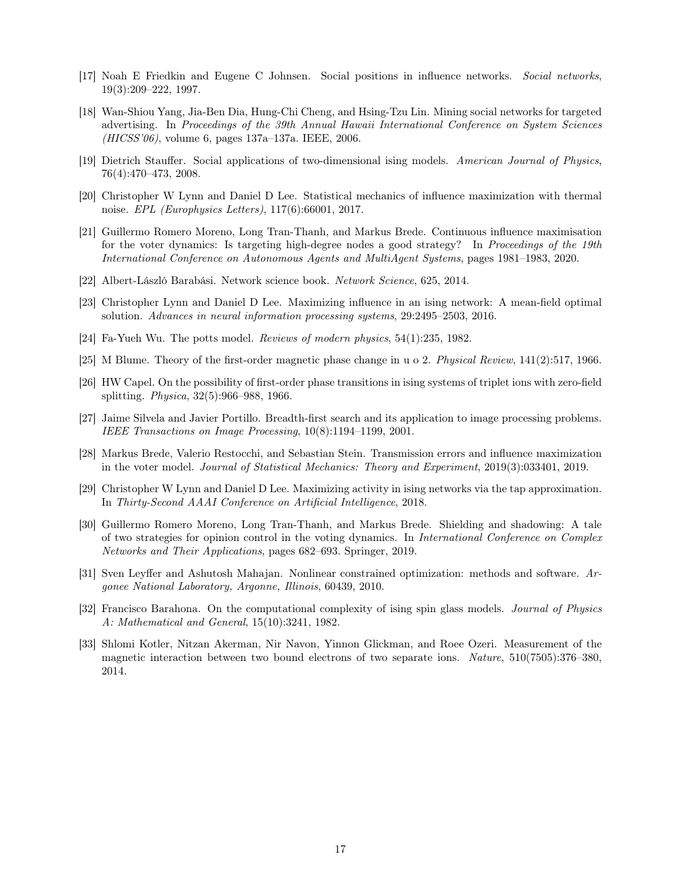[17] Noah E Friedkin and Eugene C Johnsen. Social positions in influence networks. *Social networks*, 19(3):209–222, 1997.

[18] Wan-Shiou Yang, Jia-Ben Dia, Hung-Chi Cheng, and Hsing-Tzu Lin. Mining social networks for targeted advertising. In *Proceedings of the 39th Annual Hawaii International Conference on System Sciences (HICSS'06)*, volume 6, pages 137a–137a. IEEE, 2006.

[19] Dietrich Stauffer. Social applications of two-dimensional ising models. *American Journal of Physics*, 76(4):470–473, 2008.

[20] Christopher W Lynn and Daniel D Lee. Statistical mechanics of influence maximization with thermal noise. *EPL (Europhysics Letters)*, 117(6):66001, 2017.

[21] Guillermo Romero Moreno, Long Tran-Thanh, and Markus Brede. Continuous influence maximisation for the voter dynamics: Is targeting high-degree nodes a good strategy? In *Proceedings of the 19th International Conference on Autonomous Agents and MultiAgent Systems*, pages 1981–1983, 2020.

[22] Albert-László Barabási. Network science book. *Network Science*, 625, 2014.

[23] Christopher Lynn and Daniel D Lee. Maximizing influence in an ising network: A mean-field optimal solution. *Advances in neural information processing systems*, 29:2495–2503, 2016.

[24] Fa-Yueh Wu. The potts model. *Reviews of modern physics*, 54(1):235, 1982.

[25] M Blume. Theory of the first-order magnetic phase change in u o 2. *Physical Review*, 141(2):517, 1966.

[26] HW Capel. On the possibility of first-order phase transitions in ising systems of triplet ions with zero-field splitting. *Physica*, 32(5):966–988, 1966.

[27] Jaime Silvela and Javier Portillo. Breadth-first search and its application to image processing problems. *IEEE Transactions on Image Processing*, 10(8):1194–1199, 2001.

[28] Markus Brede, Valerio Restocchi, and Sebastian Stein. Transmission errors and influence maximization in the voter model. *Journal of Statistical Mechanics: Theory and Experiment*, 2019(3):033401, 2019.

[29] Christopher W Lynn and Daniel D Lee. Maximizing activity in ising networks via the tap approximation. In *Thirty-Second AAAI Conference on Artificial Intelligence*, 2018.

[30] Guillermo Romero Moreno, Long Tran-Thanh, and Markus Brede. Shielding and shadowing: A tale of two strategies for opinion control in the voting dynamics. In *International Conference on Complex Networks and Their Applications*, pages 682–693. Springer, 2019.

[31] Sven Leyffer and Ashutosh Mahajan. Nonlinear constrained optimization: methods and software. *Argonee National Laboratory, Argonne, Illinois*, 60439, 2010.

[32] Francisco Barahona. On the computational complexity of ising spin glass models. *Journal of Physics A: Mathematical and General*, 15(10):3241, 1982.

[33] Shlomi Kotler, Nitzan Akerman, Nir Navon, Yinnon Glickman, and Roee Ozeri. Measurement of the magnetic interaction between two bound electrons of two separate ions. *Nature*, 510(7505):376–380, 2014.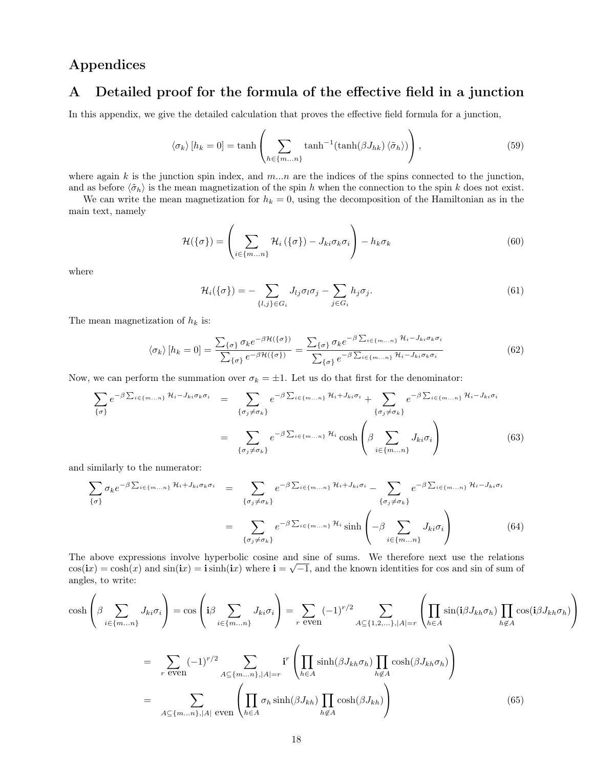# Appendices

## A Detailed proof for the formula of the effective field in a junction

In this appendix, we give the detailed calculation that proves the effective field formula for a junction,

$$\langle \sigma_k \rangle [h_k = 0] = \tanh\left( \sum_{h \in \{m...n\}} \tanh^{-1}(\tanh(\beta J_{hk}) \langle \tilde{\sigma}_h \rangle) \right), \tag{59}$$

where again $k$ is the junction spin index, and $m...n$ are the indices of the spins connected to the junction, and as before $\langle \tilde{\sigma}_h \rangle$ is the mean magnetization of the spin $h$ when the connection to the spin $k$ does not exist.

We can write the mean magnetization for $h_k = 0$, using the decomposition of the Hamiltonian as in the main text, namely

$$\mathcal{H}(\{\sigma\}) = \left( \sum_{i \in \{m...n\}} \mathcal{H}_i(\{\sigma\}) - J_{ki}\sigma_k\sigma_i \right) - h_k\sigma_k \tag{60}$$

where

$$\mathcal{H}_i(\{\sigma\}) = -\sum_{\{l,j\} \in G_i} J_{lj}\sigma_l\sigma_j - \sum_{j \in G_i} h_j\sigma_j. \tag{61}$$

The mean magnetization of $h_k$ is:

$$\langle \sigma_k \rangle [h_k = 0] = \frac{\sum_{\{\sigma\}} \sigma_k e^{-\beta \mathcal{H}(\{\sigma\})}}{\sum_{\{\sigma\}} e^{-\beta \mathcal{H}(\{\sigma\})}} = \frac{\sum_{\{\sigma\}} \sigma_k e^{-\beta \sum_{i \in \{m...n\}} \mathcal{H}_i - J_{ki}\sigma_k\sigma_i}}{\sum_{\{\sigma\}} e^{-\beta \sum_{i \in \{m...n\}} \mathcal{H}_i - J_{ki}\sigma_k\sigma_i}} \tag{62}$$

Now, we can perform the summation over $\sigma_k = \pm 1$. Let us do that first for the denominator:

$$\begin{aligned}
\sum_{\{\sigma\}} e^{-\beta \sum_{i \in \{m...n\}} \mathcal{H}_i - J_{ki}\sigma_k\sigma_i} &= \sum_{\{\sigma_j \neq \sigma_k\}} e^{-\beta \sum_{i \in \{m...n\}} \mathcal{H}_i + J_{ki}\sigma_i} + \sum_{\{\sigma_j \neq \sigma_k\}} e^{-\beta \sum_{i \in \{m...n\}} \mathcal{H}_i - J_{ki}\sigma_i} \\
&= \sum_{\{\sigma_j \neq \sigma_k\}} e^{-\beta \sum_{i \in \{m...n\}} \mathcal{H}_i} \cosh\left( \beta \sum_{i \in \{m...n\}} J_{ki}\sigma_i \right)
\end{aligned} \tag{63}$$

and similarly to the numerator:

$$\begin{aligned}
\sum_{\{\sigma\}} \sigma_k e^{-\beta \sum_{i \in \{m...n\}} \mathcal{H}_i + J_{ki}\sigma_k\sigma_i} &= \sum_{\{\sigma_j \neq \sigma_k\}} e^{-\beta \sum_{i \in \{m...n\}} \mathcal{H}_i + J_{ki}\sigma_i} - \sum_{\{\sigma_j \neq \sigma_k\}} e^{-\beta \sum_{i \in \{m...n\}} \mathcal{H}_i - J_{ki}\sigma_i} \\
&= \sum_{\{\sigma_j \neq \sigma_k\}} e^{-\beta \sum_{i \in \{m...n\}} \mathcal{H}_i} \sinh\left( -\beta \sum_{i \in \{m...n\}} J_{ki}\sigma_i \right)
\end{aligned} \tag{64}$$

The above expressions involve hyperbolic cosine and sine of sums. We therefore next use the relations $\cos(\mathbf{i}x) = \cosh(x)$ and $\sin(\mathbf{i}x) = \mathbf{i}\sinh(\mathbf{i}x)$ where $\mathbf{i} = \sqrt{-1}$, and the known identities for cos and sin of sum of angles, to write:

$$\begin{aligned}
\cosh\left( \beta \sum_{i \in \{m...n\}} J_{ki}\sigma_i \right) &= \cos\left( \mathbf{i}\beta \sum_{i \in \{m...n\}} J_{ki}\sigma_i \right) = \sum_{r \text{ even}} (-1)^{r/2} \sum_{A \subseteq \{1,2,...\}, |A|=r} \left( \prod_{h \in A} \sin(\mathbf{i}\beta J_{kh}\sigma_h) \prod_{h \notin A} \cos(\mathbf{i}\beta J_{kh}\sigma_h) \right) \\
&= \sum_{r \text{ even}} (-1)^{r/2} \sum_{A \subseteq \{m...n\}, |A|=r} \mathbf{i}^r \left( \prod_{h \in A} \sinh(\beta J_{kh}\sigma_h) \prod_{h \notin A} \cosh(\beta J_{kh}\sigma_h) \right) \\
&= \sum_{A \subseteq \{m...n\}, |A| \text{ even}} \left( \prod_{h \in A} \sigma_h \sinh(\beta J_{kh}) \prod_{h \notin A} \cosh(\beta J_{kh}) \right)
\end{aligned} \tag{65}$$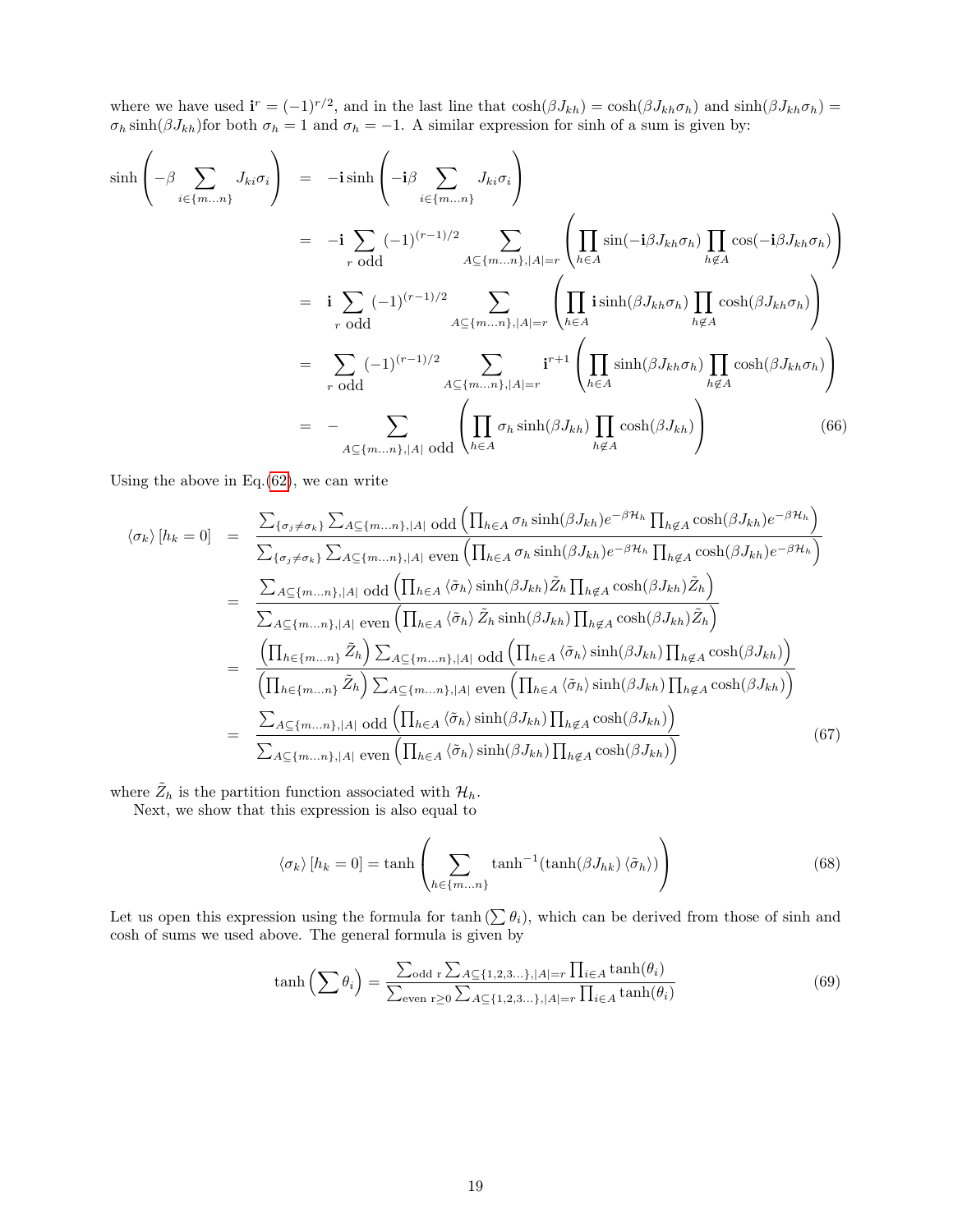where we have used $\mathbf{i}^r = (-1)^{r/2}$, and in the last line that $\cosh(\beta J_{kh}) = \cosh(\beta J_{kh}\sigma_h)$ and $\sinh(\beta J_{kh}\sigma_h) = \sigma_h \sinh(\beta J_{kh})$for both $\sigma_h = 1$ and $\sigma_h = -1$. A similar expression for sinh of a sum is given by:

$$
\begin{aligned}
\sinh\left(-\beta \sum_{i\in\{m\ldots n\}} J_{ki}\sigma_i\right) &= -\mathbf{i}\sinh\left(-\mathbf{i}\beta \sum_{i\in\{m\ldots n\}} J_{ki}\sigma_i\right) \\
&= -\mathbf{i}\sum_{r\ \text{odd}} (-1)^{(r-1)/2} \sum_{A\subseteq\{m\ldots n\},|A|=r} \left(\prod_{h\in A} \sin(-\mathbf{i}\beta J_{kh}\sigma_h) \prod_{h\notin A} \cos(-\mathbf{i}\beta J_{kh}\sigma_h)\right) \\
&= \mathbf{i}\sum_{r\ \text{odd}} (-1)^{(r-1)/2} \sum_{A\subseteq\{m\ldots n\},|A|=r} \left(\prod_{h\in A} \mathbf{i}\sinh(\beta J_{kh}\sigma_h) \prod_{h\notin A} \cosh(\beta J_{kh}\sigma_h)\right) \\
&= \sum_{r\ \text{odd}} (-1)^{(r-1)/2} \sum_{A\subseteq\{m\ldots n\},|A|=r} \mathbf{i}^{r+1} \left(\prod_{h\in A} \sinh(\beta J_{kh}\sigma_h) \prod_{h\notin A} \cosh(\beta J_{kh}\sigma_h)\right) \\
&= -\sum_{A\subseteq\{m\ldots n\},|A|\ \text{odd}} \left(\prod_{h\in A} \sigma_h \sinh(\beta J_{kh}) \prod_{h\notin A} \cosh(\beta J_{kh})\right)
\end{aligned} \tag{66}
$$

Using the above in Eq.(62), we can write

$$
\begin{aligned}
\langle\sigma_k\rangle[h_k=0] &= \frac{\sum_{\{\sigma_j\neq\sigma_k\}} \sum_{A\subseteq\{m\ldots n\},|A|\ \text{odd}} \left(\prod_{h\in A} \sigma_h \sinh(\beta J_{kh}) e^{-\beta\mathcal{H}_h} \prod_{h\notin A} \cosh(\beta J_{kh}) e^{-\beta\mathcal{H}_h}\right)}{\sum_{\{\sigma_j\neq\sigma_k\}} \sum_{A\subseteq\{m\ldots n\},|A|\ \text{even}} \left(\prod_{h\in A} \sigma_h \sinh(\beta J_{kh}) e^{-\beta\mathcal{H}_h} \prod_{h\notin A} \cosh(\beta J_{kh}) e^{-\beta\mathcal{H}_h}\right)} \\
&= \frac{\sum_{A\subseteq\{m\ldots n\},|A|\ \text{odd}} \left(\prod_{h\in A} \langle\tilde{\sigma}_h\rangle \sinh(\beta J_{kh}) \tilde{Z}_h \prod_{h\notin A} \cosh(\beta J_{kh}) \tilde{Z}_h\right)}{\sum_{A\subseteq\{m\ldots n\},|A|\ \text{even}} \left(\prod_{h\in A} \langle\tilde{\sigma}_h\rangle \tilde{Z}_h \sinh(\beta J_{kh}) \prod_{h\notin A} \cosh(\beta J_{kh}) \tilde{Z}_h\right)} \\
&= \frac{\left(\prod_{h\in\{m\ldots n\}} \tilde{Z}_h\right) \sum_{A\subseteq\{m\ldots n\},|A|\ \text{odd}} \left(\prod_{h\in A} \langle\tilde{\sigma}_h\rangle \sinh(\beta J_{kh}) \prod_{h\notin A} \cosh(\beta J_{kh})\right)}{\left(\prod_{h\in\{m\ldots n\}} \tilde{Z}_h\right) \sum_{A\subseteq\{m\ldots n\},|A|\ \text{even}} \left(\prod_{h\in A} \langle\tilde{\sigma}_h\rangle \sinh(\beta J_{kh}) \prod_{h\notin A} \cosh(\beta J_{kh})\right)} \\
&= \frac{\sum_{A\subseteq\{m\ldots n\},|A|\ \text{odd}} \left(\prod_{h\in A} \langle\tilde{\sigma}_h\rangle \sinh(\beta J_{kh}) \prod_{h\notin A} \cosh(\beta J_{kh})\right)}{\sum_{A\subseteq\{m\ldots n\},|A|\ \text{even}} \left(\prod_{h\in A} \langle\tilde{\sigma}_h\rangle \sinh(\beta J_{kh}) \prod_{h\notin A} \cosh(\beta J_{kh})\right)}
\end{aligned} \tag{67}
$$

where $\tilde{Z}_h$ is the partition function associated with $\mathcal{H}_h$.

Next, we show that this expression is also equal to

$$
\langle\sigma_k\rangle[h_k=0] = \tanh\left(\sum_{h\in\{m\ldots n\}} \tanh^{-1}(\tanh(\beta J_{hk})\langle\tilde{\sigma}_h\rangle)\right) \tag{68}
$$

Let us open this expression using the formula for $\tanh\left(\sum\theta_i\right)$, which can be derived from those of sinh and cosh of sums we used above. The general formula is given by

$$
\tanh\left(\sum\theta_i\right) = \frac{\sum_{\text{odd r}} \sum_{A\subseteq\{1,2,3\ldots\},|A|=r} \prod_{i\in A} \tanh(\theta_i)}{\sum_{\text{even } r\geq 0} \sum_{A\subseteq\{1,2,3\ldots\},|A|=r} \prod_{i\in A} \tanh(\theta_i)} \tag{69}
$$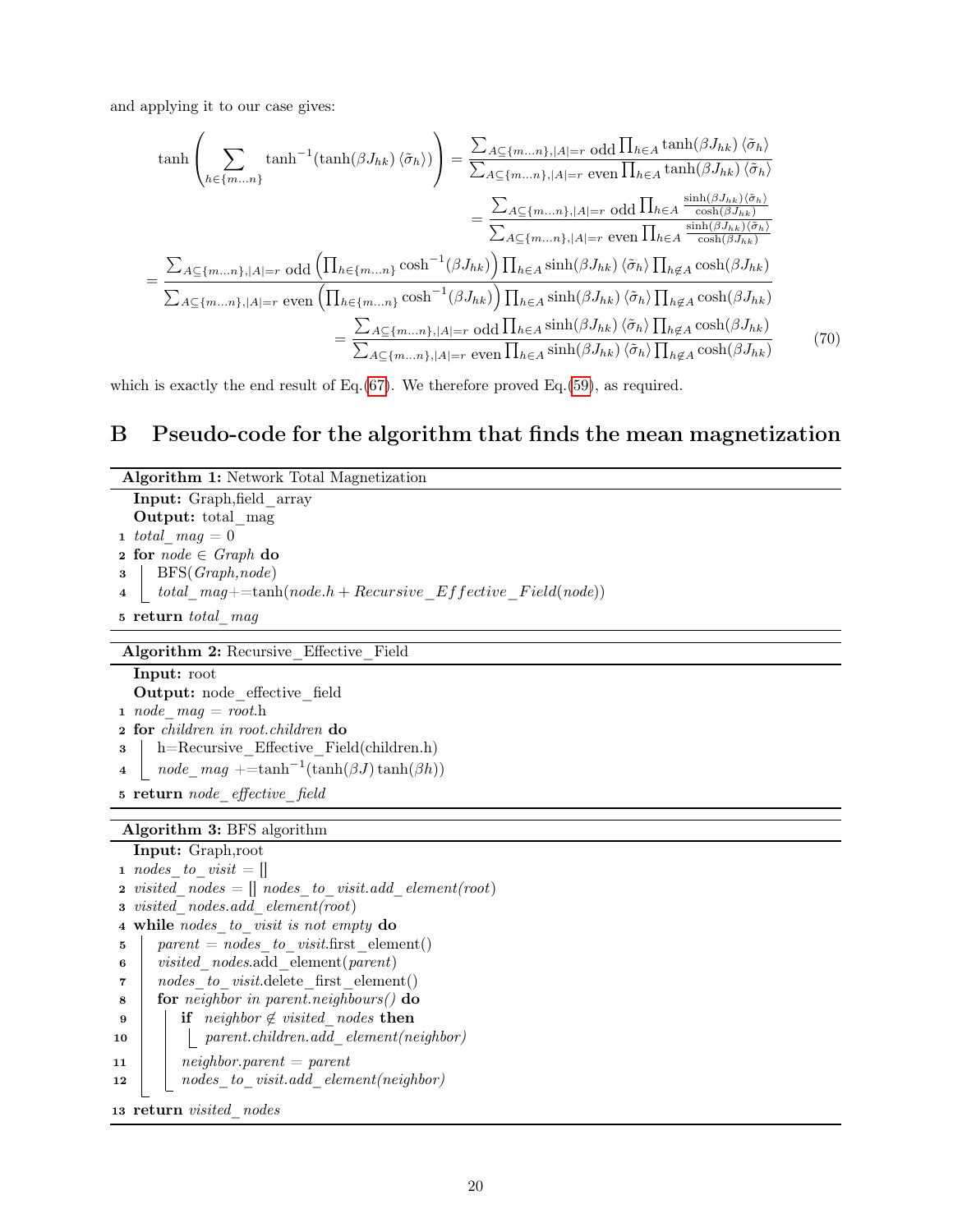and applying it to our case gives:

$$
\begin{aligned}
\tanh\left(\sum_{h\in\{m\dots n\}} \tanh^{-1}(\tanh(\beta J_{hk})\langle\tilde{\sigma}_h\rangle)\right) &= \frac{\sum_{A\subseteq\{m\dots n\},|A|=r \text{ odd}} \prod_{h\in A}\tanh(\beta J_{hk})\langle\tilde{\sigma}_h\rangle}{\sum_{A\subseteq\{m\dots n\},|A|=r \text{ even}} \prod_{h\in A}\tanh(\beta J_{hk})\langle\tilde{\sigma}_h\rangle} \\
&= \frac{\sum_{A\subseteq\{m\dots n\},|A|=r \text{ odd}} \prod_{h\in A}\frac{\sinh(\beta J_{hk})\langle\tilde{\sigma}_h\rangle}{\cosh(\beta J_{hk})}}{\sum_{A\subseteq\{m\dots n\},|A|=r \text{ even}} \prod_{h\in A}\frac{\sinh(\beta J_{hk})\langle\tilde{\sigma}_h\rangle}{\cosh(\beta J_{hk})}} \\
= \frac{\sum_{A\subseteq\{m\dots n\},|A|=r \text{ odd}} \left(\prod_{h\in\{m\dots n\}}\cosh^{-1}(\beta J_{hk})\right)\prod_{h\in A}\sinh(\beta J_{hk})\langle\tilde{\sigma}_h\rangle\prod_{h\notin A}\cosh(\beta J_{hk})}{\sum_{A\subseteq\{m\dots n\},|A|=r \text{ even}} \left(\prod_{h\in\{m\dots n\}}\cosh^{-1}(\beta J_{hk})\right)\prod_{h\in A}\sinh(\beta J_{hk})\langle\tilde{\sigma}_h\rangle\prod_{h\notin A}\cosh(\beta J_{hk})} \\
&= \frac{\sum_{A\subseteq\{m\dots n\},|A|=r \text{ odd}} \prod_{h\in A}\sinh(\beta J_{hk})\langle\tilde{\sigma}_h\rangle\prod_{h\notin A}\cosh(\beta J_{hk})}{\sum_{A\subseteq\{m\dots n\},|A|=r \text{ even}} \prod_{h\in A}\sinh(\beta J_{hk})\langle\tilde{\sigma}_h\rangle\prod_{h\notin A}\cosh(\beta J_{hk})} \qquad (70)
\end{aligned}
$$

which is exactly the end result of Eq.(67). We therefore proved Eq.(59), as required.

# B Pseudo-code for the algorithm that finds the mean magnetization

**Algorithm 1:** Network Total Magnetization

```
   Input: Graph,field_array
   Output: total_mag
1  total_mag = 0
2  for node ∈ Graph do
3  |  BFS(Graph,node)
4  |  total_mag+=tanh(node.h + Recursive_Effective_Field(node))
5  return total_mag
```

**Algorithm 2:** Recursive_Effective_Field

```
   Input: root
   Output: node_effective_field
1  node_mag = root.h
2  for children in root.children do
3  |  h=Recursive_Effective_Field(children.h)
4  |  node_mag +=tanh^{-1}(tanh(βJ) tanh(βh))
5  return node_effective_field
```

**Algorithm 3:** BFS algorithm

```
   Input: Graph,root
1  nodes_to_visit = []
2  visited_nodes = [] nodes_to_visit.add_element(root)
3  visited_nodes.add_element(root)
4  while nodes_to_visit is not empty do
5  |  parent = nodes_to_visit.first_element()
6  |  visited_nodes.add_element(parent)
7  |  nodes_to_visit.delete_first_element()
8  |  for neighbor in parent.neighbours() do
9  |  |  if neighbor ∉ visited_nodes then
10 |  |  |  parent.children.add_element(neighbor)
11 |  |  neighbor.parent = parent
12 |  |  nodes_to_visit.add_element(neighbor)
13 return visited_nodes
```